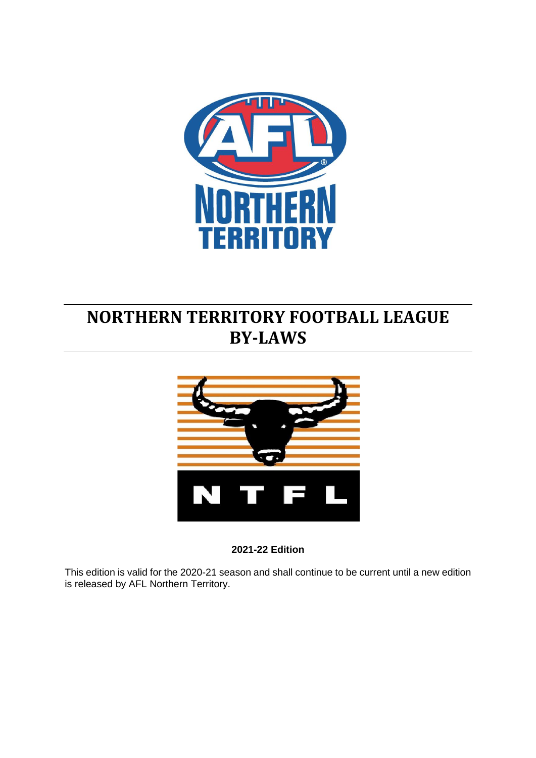# NORTHERN TERRITORY FOOTBALL LEAGUE BY-LAWS

**2021-22 Edition**

This edition is valid for the 2020-21 season and shall continue to be current until a new edition is released by AFL Northern Territory.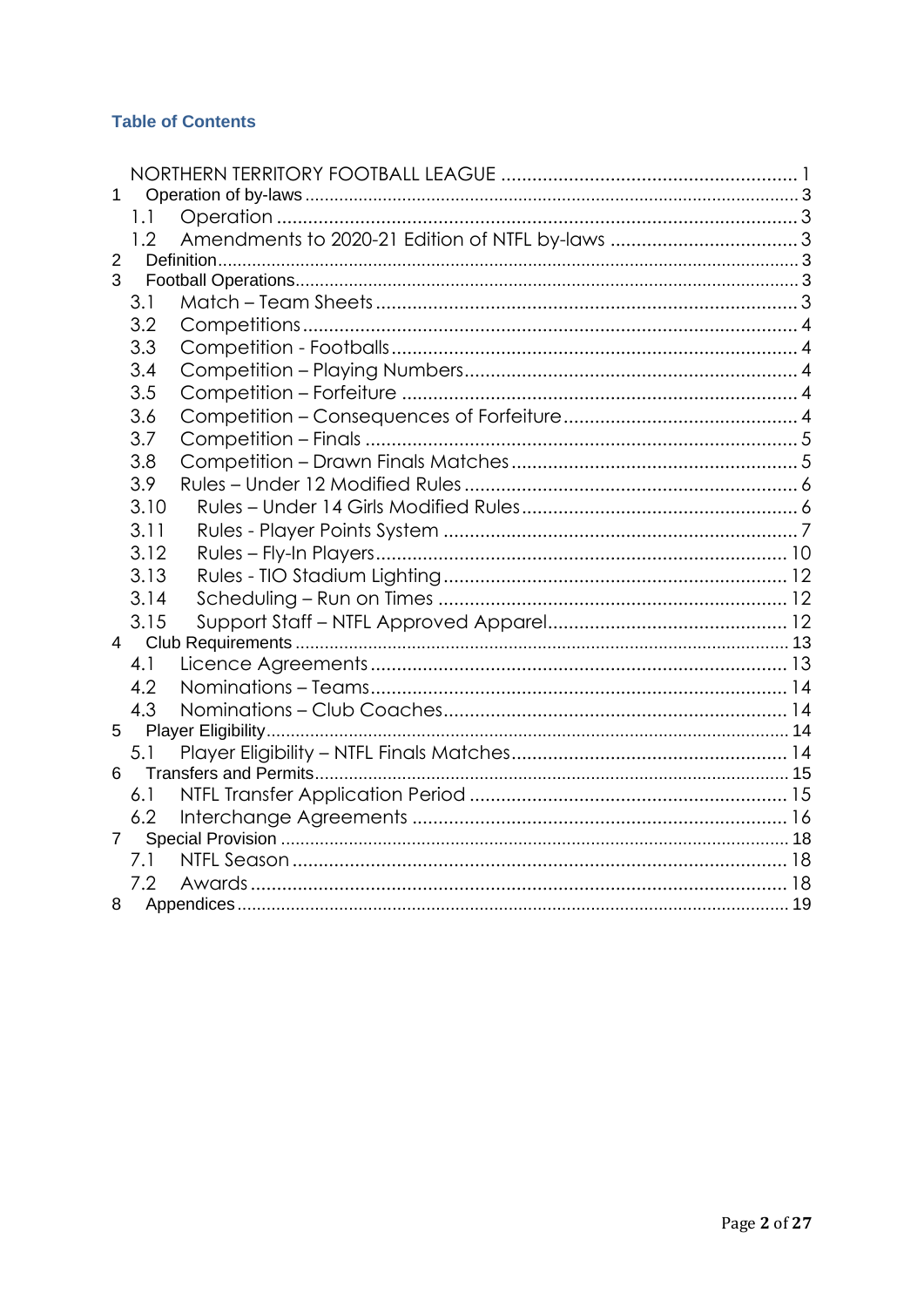## Table of Contents

NORTHERN TERRITORY FOOTBALL LEAGUE ........................................................ 1

1 Operation of by-laws ........................................................ 3

- 1.1 Operation ........................................................ 3
- 1.2 Amendments to 2020-21 Edition of NTFL by-laws ........................................................ 3

2 Definition ........................................................ 3

3 Football Operations ........................................................ 3

- 3.1 Match – Team Sheets ........................................................ 3
- 3.2 Competitions ........................................................ 4
- 3.3 Competition - Footballs ........................................................ 4
- 3.4 Competition – Playing Numbers ........................................................ 4
- 3.5 Competition – Forfeiture ........................................................ 4
- 3.6 Competition – Consequences of Forfeiture ........................................................ 4
- 3.7 Competition – Finals ........................................................ 5
- 3.8 Competition – Drawn Finals Matches ........................................................ 5
- 3.9 Rules – Under 12 Modified Rules ........................................................ 6
- 3.10 Rules – Under 14 Girls Modified Rules ........................................................ 6
- 3.11 Rules - Player Points System ........................................................ 7
- 3.12 Rules – Fly-In Players ........................................................ 10
- 3.13 Rules - TIO Stadium Lighting ........................................................ 12
- 3.14 Scheduling – Run on Times ........................................................ 12
- 3.15 Support Staff – NTFL Approved Apparel ........................................................ 12

4 Club Requirements ........................................................ 13

- 4.1 Licence Agreements ........................................................ 13
- 4.2 Nominations – Teams ........................................................ 14
- 4.3 Nominations – Club Coaches ........................................................ 14

5 Player Eligibility ........................................................ 14

- 5.1 Player Eligibility – NTFL Finals Matches ........................................................ 14

6 Transfers and Permits ........................................................ 15

- 6.1 NTFL Transfer Application Period ........................................................ 15
- 6.2 Interchange Agreements ........................................................ 16

7 Special Provision ........................................................ 18

- 7.1 NTFL Season ........................................................ 18
- 7.2 Awards ........................................................ 18

8 Appendices ........................................................ 19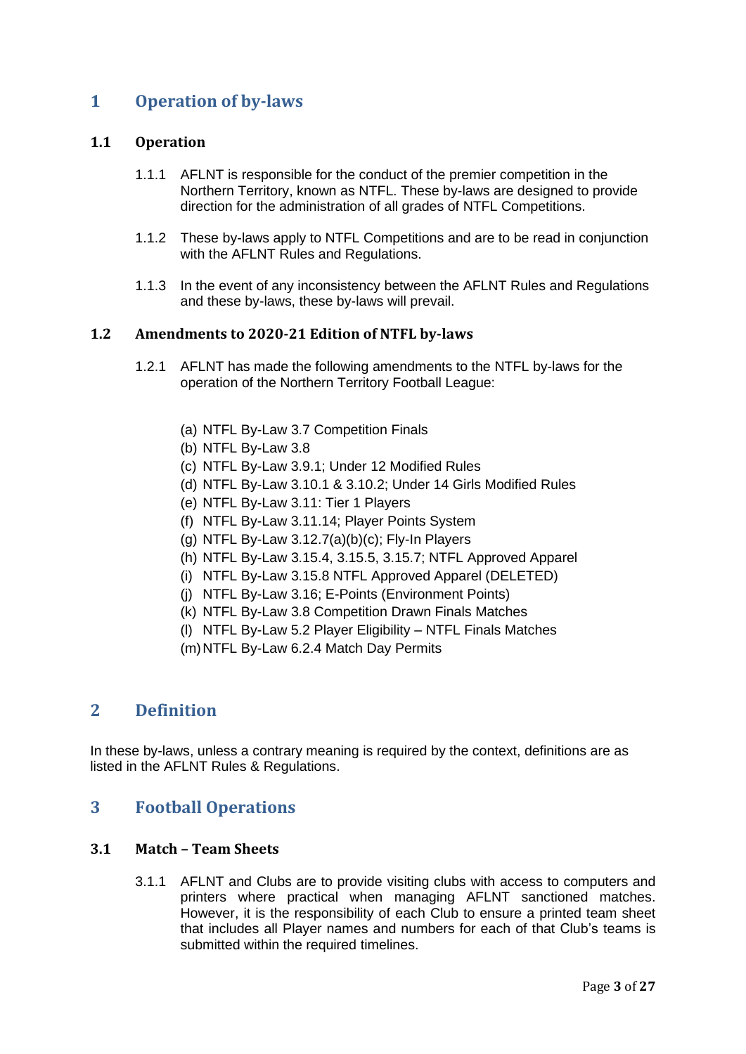# 1 Operation of by-laws

## 1.1 Operation

1.1.1 AFLNT is responsible for the conduct of the premier competition in the Northern Territory, known as NTFL. These by-laws are designed to provide direction for the administration of all grades of NTFL Competitions.

1.1.2 These by-laws apply to NTFL Competitions and are to be read in conjunction with the AFLNT Rules and Regulations.

1.1.3 In the event of any inconsistency between the AFLNT Rules and Regulations and these by-laws, these by-laws will prevail.

## 1.2 Amendments to 2020-21 Edition of NTFL by-laws

1.2.1 AFLNT has made the following amendments to the NTFL by-laws for the operation of the Northern Territory Football League:

(a) NTFL By-Law 3.7 Competition Finals
(b) NTFL By-Law 3.8
(c) NTFL By-Law 3.9.1; Under 12 Modified Rules
(d) NTFL By-Law 3.10.1 & 3.10.2; Under 14 Girls Modified Rules
(e) NTFL By-Law 3.11: Tier 1 Players
(f) NTFL By-Law 3.11.14; Player Points System
(g) NTFL By-Law 3.12.7(a)(b)(c); Fly-In Players
(h) NTFL By-Law 3.15.4, 3.15.5, 3.15.7; NTFL Approved Apparel
(i) NTFL By-Law 3.15.8 NTFL Approved Apparel (DELETED)
(j) NTFL By-Law 3.16; E-Points (Environment Points)
(k) NTFL By-Law 3.8 Competition Drawn Finals Matches
(l) NTFL By-Law 5.2 Player Eligibility – NTFL Finals Matches
(m) NTFL By-Law 6.2.4 Match Day Permits

# 2 Definition

In these by-laws, unless a contrary meaning is required by the context, definitions are as listed in the AFLNT Rules & Regulations.

# 3 Football Operations

## 3.1 Match – Team Sheets

3.1.1 AFLNT and Clubs are to provide visiting clubs with access to computers and printers where practical when managing AFLNT sanctioned matches. However, it is the responsibility of each Club to ensure a printed team sheet that includes all Player names and numbers for each of that Club's teams is submitted within the required timelines.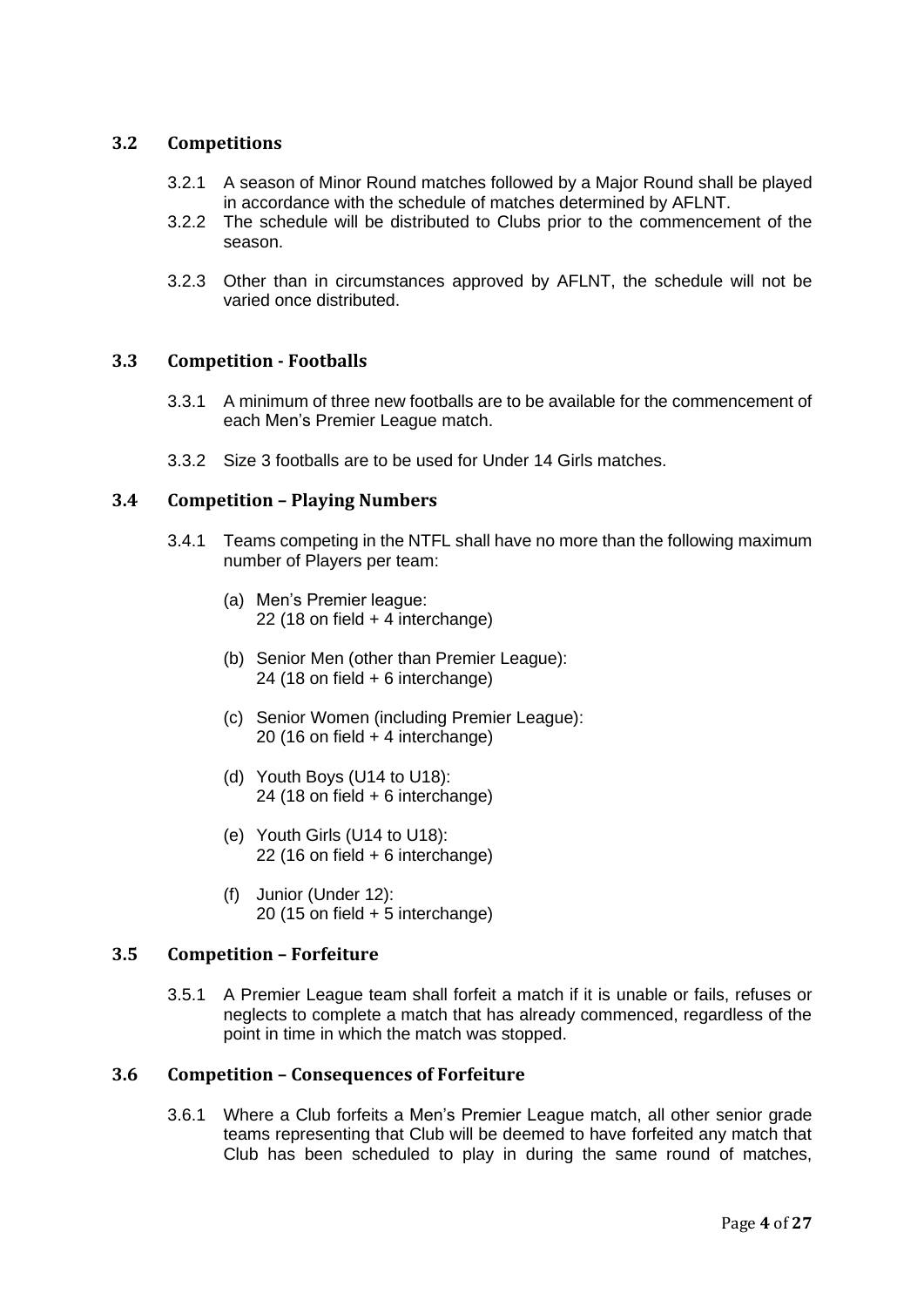## 3.2 Competitions

3.2.1 A season of Minor Round matches followed by a Major Round shall be played in accordance with the schedule of matches determined by AFLNT.

3.2.2 The schedule will be distributed to Clubs prior to the commencement of the season.

3.2.3 Other than in circumstances approved by AFLNT, the schedule will not be varied once distributed.

## 3.3 Competition - Footballs

3.3.1 A minimum of three new footballs are to be available for the commencement of each Men's Premier League match.

3.3.2 Size 3 footballs are to be used for Under 14 Girls matches.

## 3.4 Competition – Playing Numbers

3.4.1 Teams competing in the NTFL shall have no more than the following maximum number of Players per team:

(a) Men's Premier league:
22 (18 on field + 4 interchange)

(b) Senior Men (other than Premier League):
24 (18 on field + 6 interchange)

(c) Senior Women (including Premier League):
20 (16 on field + 4 interchange)

(d) Youth Boys (U14 to U18):
24 (18 on field + 6 interchange)

(e) Youth Girls (U14 to U18):
22 (16 on field + 6 interchange)

(f) Junior (Under 12):
20 (15 on field + 5 interchange)

## 3.5 Competition – Forfeiture

3.5.1 A Premier League team shall forfeit a match if it is unable or fails, refuses or neglects to complete a match that has already commenced, regardless of the point in time in which the match was stopped.

## 3.6 Competition – Consequences of Forfeiture

3.6.1 Where a Club forfeits a Men's Premier League match, all other senior grade teams representing that Club will be deemed to have forfeited any match that Club has been scheduled to play in during the same round of matches,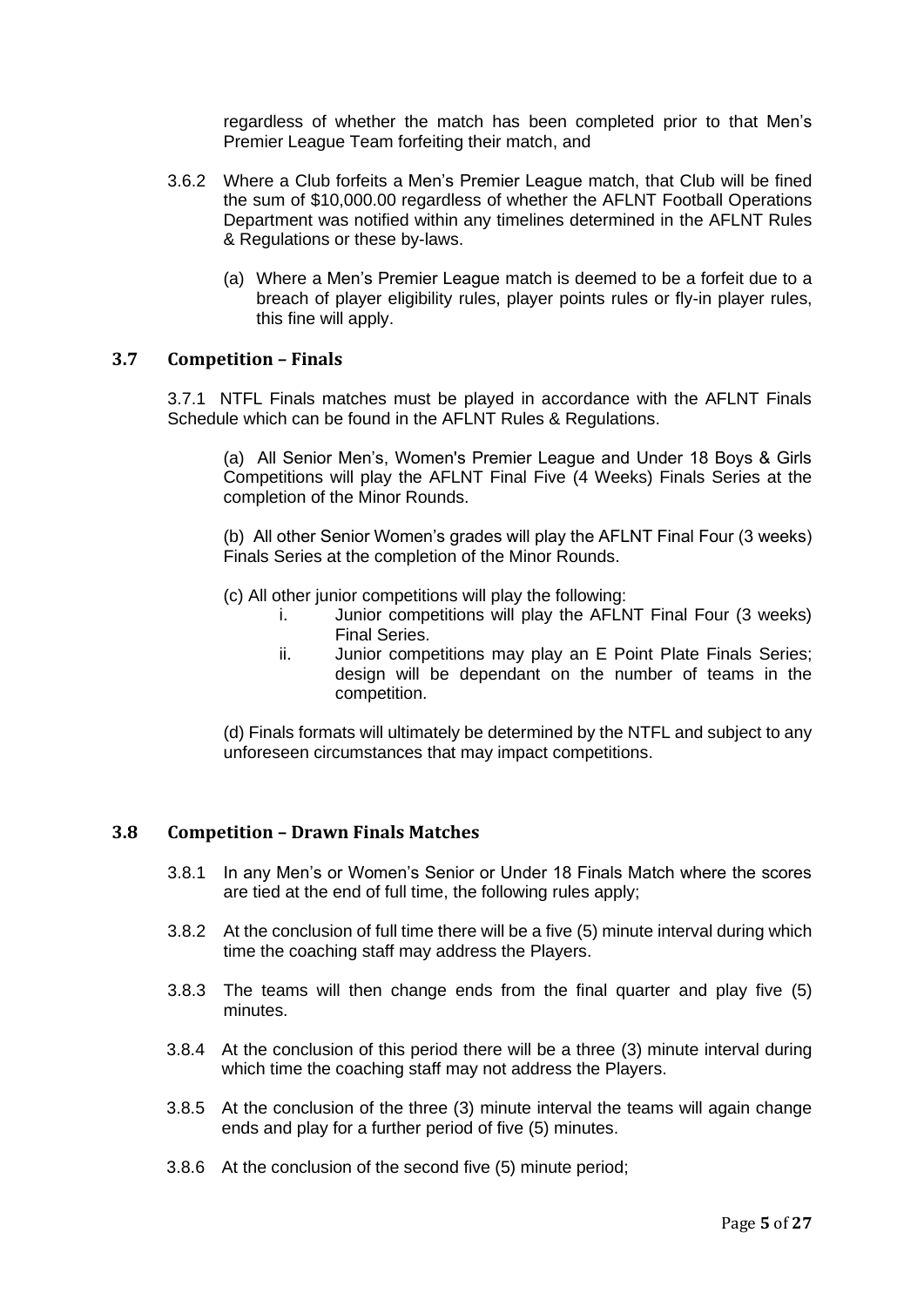regardless of whether the match has been completed prior to that Men's Premier League Team forfeiting their match, and

3.6.2 Where a Club forfeits a Men's Premier League match, that Club will be fined the sum of $10,000.00 regardless of whether the AFLNT Football Operations Department was notified within any timelines determined in the AFLNT Rules & Regulations or these by-laws.

(a) Where a Men's Premier League match is deemed to be a forfeit due to a breach of player eligibility rules, player points rules or fly-in player rules, this fine will apply.

### 3.7 Competition – Finals

3.7.1 NTFL Finals matches must be played in accordance with the AFLNT Finals Schedule which can be found in the AFLNT Rules & Regulations.

(a) All Senior Men's, Women's Premier League and Under 18 Boys & Girls Competitions will play the AFLNT Final Five (4 Weeks) Finals Series at the completion of the Minor Rounds.

(b) All other Senior Women's grades will play the AFLNT Final Four (3 weeks) Finals Series at the completion of the Minor Rounds.

(c) All other junior competitions will play the following:

i. Junior competitions will play the AFLNT Final Four (3 weeks) Final Series.

ii. Junior competitions may play an E Point Plate Finals Series; design will be dependant on the number of teams in the competition.

(d) Finals formats will ultimately be determined by the NTFL and subject to any unforeseen circumstances that may impact competitions.

### 3.8 Competition – Drawn Finals Matches

3.8.1 In any Men's or Women's Senior or Under 18 Finals Match where the scores are tied at the end of full time, the following rules apply;

3.8.2 At the conclusion of full time there will be a five (5) minute interval during which time the coaching staff may address the Players.

3.8.3 The teams will then change ends from the final quarter and play five (5) minutes.

3.8.4 At the conclusion of this period there will be a three (3) minute interval during which time the coaching staff may not address the Players.

3.8.5 At the conclusion of the three (3) minute interval the teams will again change ends and play for a further period of five (5) minutes.

3.8.6 At the conclusion of the second five (5) minute period;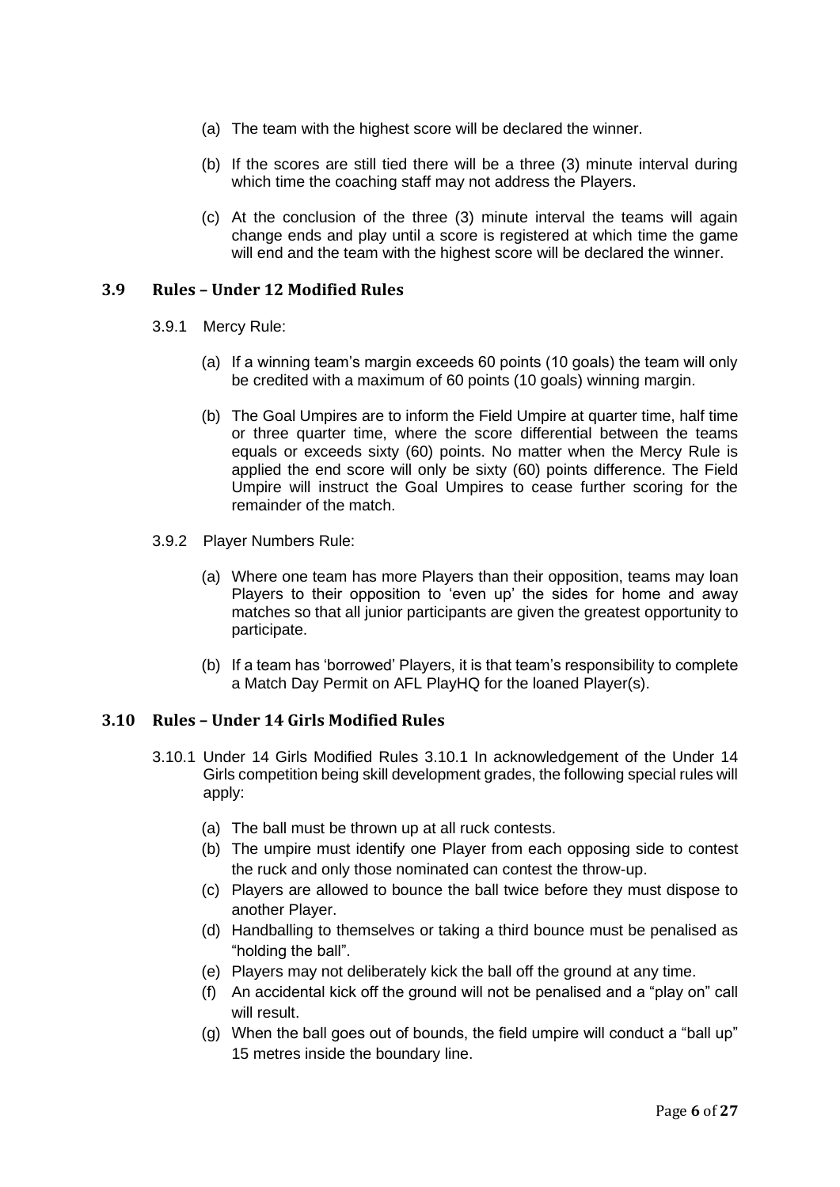(a) The team with the highest score will be declared the winner.

(b) If the scores are still tied there will be a three (3) minute interval during which time the coaching staff may not address the Players.

(c) At the conclusion of the three (3) minute interval the teams will again change ends and play until a score is registered at which time the game will end and the team with the highest score will be declared the winner.

## 3.9 Rules – Under 12 Modified Rules

3.9.1 Mercy Rule:

(a) If a winning team's margin exceeds 60 points (10 goals) the team will only be credited with a maximum of 60 points (10 goals) winning margin.

(b) The Goal Umpires are to inform the Field Umpire at quarter time, half time or three quarter time, where the score differential between the teams equals or exceeds sixty (60) points. No matter when the Mercy Rule is applied the end score will only be sixty (60) points difference. The Field Umpire will instruct the Goal Umpires to cease further scoring for the remainder of the match.

3.9.2 Player Numbers Rule:

(a) Where one team has more Players than their opposition, teams may loan Players to their opposition to 'even up' the sides for home and away matches so that all junior participants are given the greatest opportunity to participate.

(b) If a team has 'borrowed' Players, it is that team's responsibility to complete a Match Day Permit on AFL PlayHQ for the loaned Player(s).

## 3.10 Rules – Under 14 Girls Modified Rules

3.10.1 Under 14 Girls Modified Rules 3.10.1 In acknowledgement of the Under 14 Girls competition being skill development grades, the following special rules will apply:

(a) The ball must be thrown up at all ruck contests.
(b) The umpire must identify one Player from each opposing side to contest the ruck and only those nominated can contest the throw-up.
(c) Players are allowed to bounce the ball twice before they must dispose to another Player.
(d) Handballing to themselves or taking a third bounce must be penalised as "holding the ball".
(e) Players may not deliberately kick the ball off the ground at any time.
(f) An accidental kick off the ground will not be penalised and a "play on" call will result.
(g) When the ball goes out of bounds, the field umpire will conduct a "ball up" 15 metres inside the boundary line.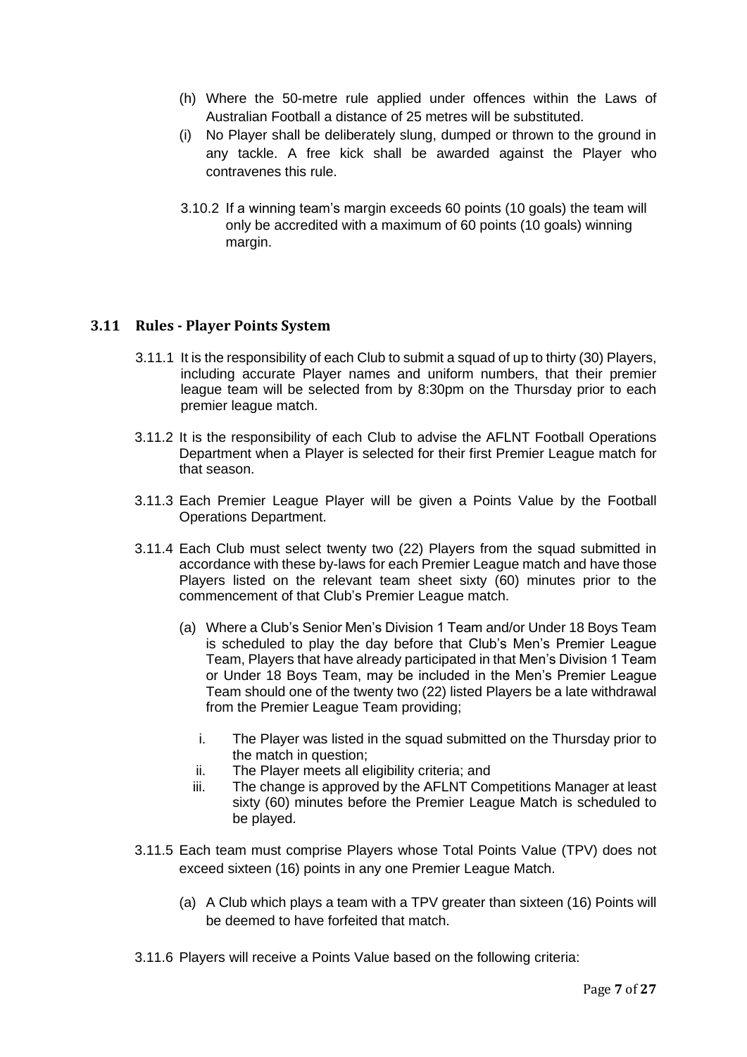(h) Where the 50-metre rule applied under offences within the Laws of Australian Football a distance of 25 metres will be substituted.

(i) No Player shall be deliberately slung, dumped or thrown to the ground in any tackle. A free kick shall be awarded against the Player who contravenes this rule.

3.10.2 If a winning team's margin exceeds 60 points (10 goals) the team will only be accredited with a maximum of 60 points (10 goals) winning margin.

### 3.11 Rules - Player Points System

3.11.1 It is the responsibility of each Club to submit a squad of up to thirty (30) Players, including accurate Player names and uniform numbers, that their premier league team will be selected from by 8:30pm on the Thursday prior to each premier league match.

3.11.2 It is the responsibility of each Club to advise the AFLNT Football Operations Department when a Player is selected for their first Premier League match for that season.

3.11.3 Each Premier League Player will be given a Points Value by the Football Operations Department.

3.11.4 Each Club must select twenty two (22) Players from the squad submitted in accordance with these by-laws for each Premier League match and have those Players listed on the relevant team sheet sixty (60) minutes prior to the commencement of that Club's Premier League match.

(a) Where a Club's Senior Men's Division 1 Team and/or Under 18 Boys Team is scheduled to play the day before that Club's Men's Premier League Team, Players that have already participated in that Men's Division 1 Team or Under 18 Boys Team, may be included in the Men's Premier League Team should one of the twenty two (22) listed Players be a late withdrawal from the Premier League Team providing;

   i. The Player was listed in the squad submitted on the Thursday prior to the match in question;
   ii. The Player meets all eligibility criteria; and
   iii. The change is approved by the AFLNT Competitions Manager at least sixty (60) minutes before the Premier League Match is scheduled to be played.

3.11.5 Each team must comprise Players whose Total Points Value (TPV) does not exceed sixteen (16) points in any one Premier League Match.

(a) A Club which plays a team with a TPV greater than sixteen (16) Points will be deemed to have forfeited that match.

3.11.6 Players will receive a Points Value based on the following criteria: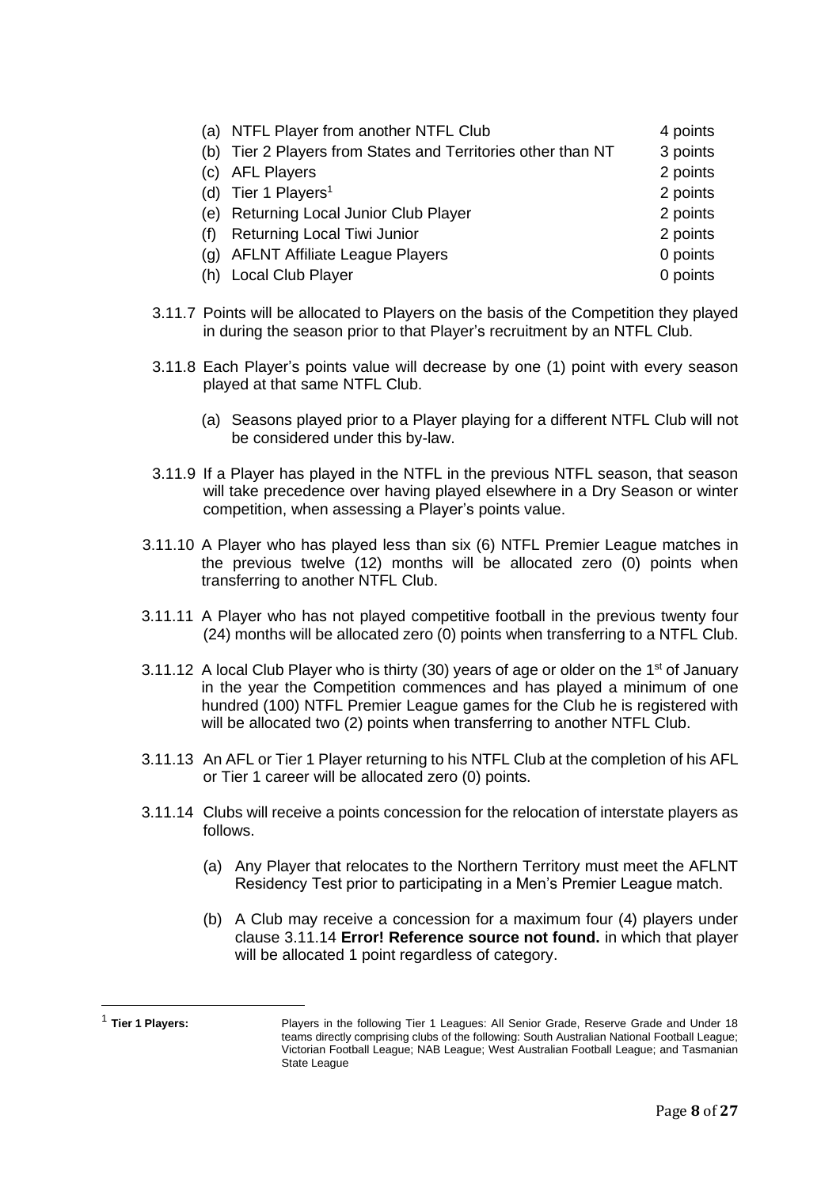| | | |
|---|---|---|
| (a) | NTFL Player from another NTFL Club | 4 points |
| (b) | Tier 2 Players from States and Territories other than NT | 3 points |
| (c) | AFL Players | 2 points |
| (d) | Tier 1 Players[1] | 2 points |
| (e) | Returning Local Junior Club Player | 2 points |
| (f) | Returning Local Tiwi Junior | 2 points |
| (g) | AFLNT Affiliate League Players | 0 points |
| (h) | Local Club Player | 0 points |

3.11.7 Points will be allocated to Players on the basis of the Competition they played in during the season prior to that Player's recruitment by an NTFL Club.

3.11.8 Each Player's points value will decrease by one (1) point with every season played at that same NTFL Club.

(a) Seasons played prior to a Player playing for a different NTFL Club will not be considered under this by-law.

3.11.9 If a Player has played in the NTFL in the previous NTFL season, that season will take precedence over having played elsewhere in a Dry Season or winter competition, when assessing a Player's points value.

3.11.10 A Player who has played less than six (6) NTFL Premier League matches in the previous twelve (12) months will be allocated zero (0) points when transferring to another NTFL Club.

3.11.11 A Player who has not played competitive football in the previous twenty four (24) months will be allocated zero (0) points when transferring to a NTFL Club.

3.11.12 A local Club Player who is thirty (30) years of age or older on the 1st of January in the year the Competition commences and has played a minimum of one hundred (100) NTFL Premier League games for the Club he is registered with will be allocated two (2) points when transferring to another NTFL Club.

3.11.13 An AFL or Tier 1 Player returning to his NTFL Club at the completion of his AFL or Tier 1 career will be allocated zero (0) points.

3.11.14 Clubs will receive a points concession for the relocation of interstate players as follows.

(a) Any Player that relocates to the Northern Territory must meet the AFLNT Residency Test prior to participating in a Men's Premier League match.

(b) A Club may receive a concession for a maximum four (4) players under clause 3.11.14 **Error! Reference source not found.** in which that player will be allocated 1 point regardless of category.

---

[1] **Tier 1 Players:** Players in the following Tier 1 Leagues: All Senior Grade, Reserve Grade and Under 18 teams directly comprising clubs of the following: South Australian National Football League; Victorian Football League; NAB League; West Australian Football League; and Tasmanian State League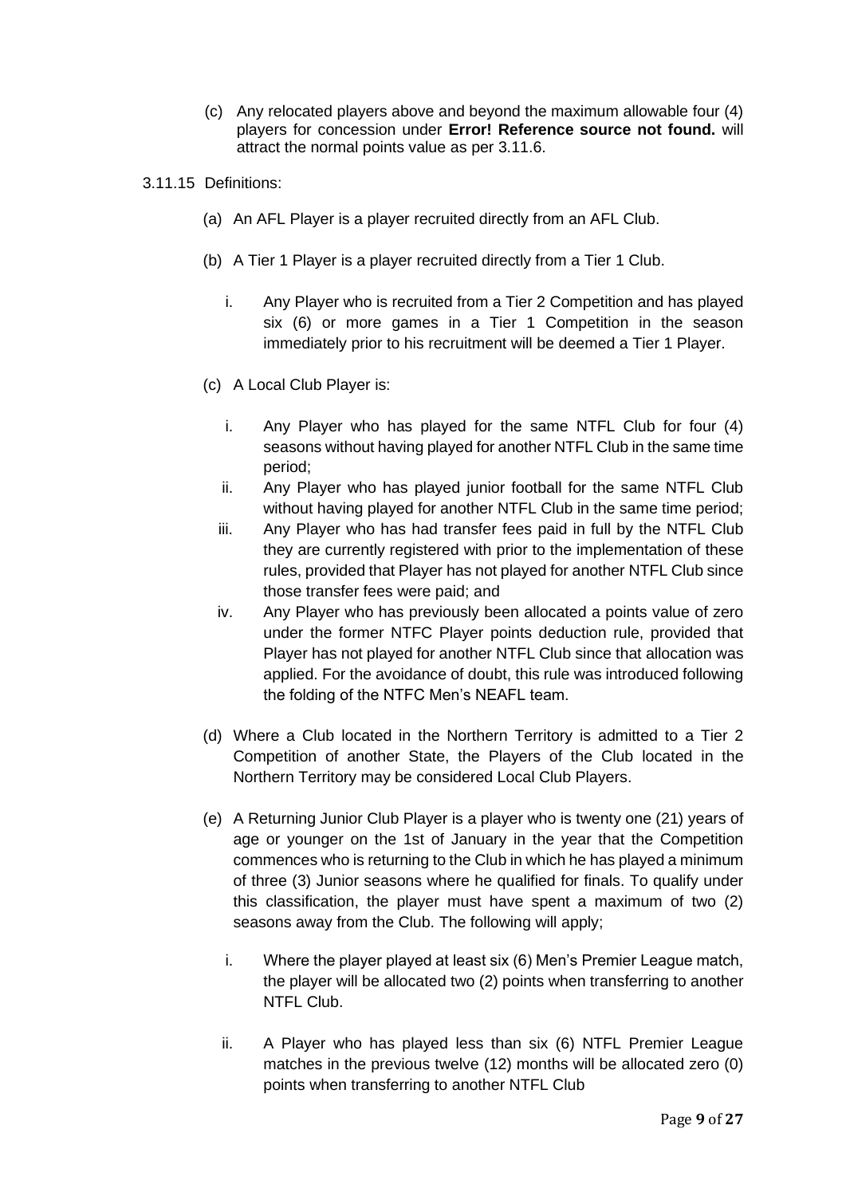(c) Any relocated players above and beyond the maximum allowable four (4) players for concession under **Error! Reference source not found.** will attract the normal points value as per 3.11.6.

3.11.15 Definitions:

(a) An AFL Player is a player recruited directly from an AFL Club.

(b) A Tier 1 Player is a player recruited directly from a Tier 1 Club.

i. Any Player who is recruited from a Tier 2 Competition and has played six (6) or more games in a Tier 1 Competition in the season immediately prior to his recruitment will be deemed a Tier 1 Player.

(c) A Local Club Player is:

i. Any Player who has played for the same NTFL Club for four (4) seasons without having played for another NTFL Club in the same time period;

ii. Any Player who has played junior football for the same NTFL Club without having played for another NTFL Club in the same time period;

iii. Any Player who has had transfer fees paid in full by the NTFL Club they are currently registered with prior to the implementation of these rules, provided that Player has not played for another NTFL Club since those transfer fees were paid; and

iv. Any Player who has previously been allocated a points value of zero under the former NTFC Player points deduction rule, provided that Player has not played for another NTFL Club since that allocation was applied. For the avoidance of doubt, this rule was introduced following the folding of the NTFC Men's NEAFL team.

(d) Where a Club located in the Northern Territory is admitted to a Tier 2 Competition of another State, the Players of the Club located in the Northern Territory may be considered Local Club Players.

(e) A Returning Junior Club Player is a player who is twenty one (21) years of age or younger on the 1st of January in the year that the Competition commences who is returning to the Club in which he has played a minimum of three (3) Junior seasons where he qualified for finals. To qualify under this classification, the player must have spent a maximum of two (2) seasons away from the Club. The following will apply;

i. Where the player played at least six (6) Men's Premier League match, the player will be allocated two (2) points when transferring to another NTFL Club.

ii. A Player who has played less than six (6) NTFL Premier League matches in the previous twelve (12) months will be allocated zero (0) points when transferring to another NTFL Club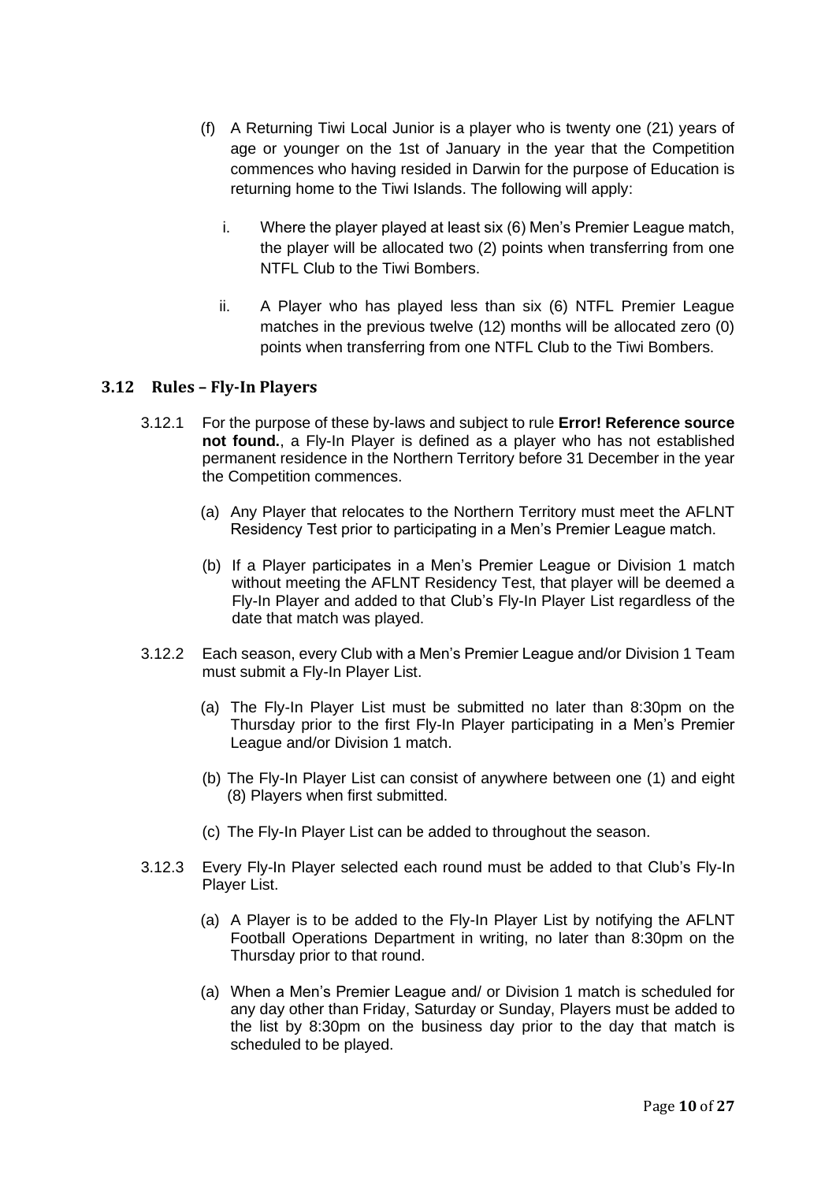(f) A Returning Tiwi Local Junior is a player who is twenty one (21) years of age or younger on the 1st of January in the year that the Competition commences who having resided in Darwin for the purpose of Education is returning home to the Tiwi Islands. The following will apply:

i. Where the player played at least six (6) Men's Premier League match, the player will be allocated two (2) points when transferring from one NTFL Club to the Tiwi Bombers.

ii. A Player who has played less than six (6) NTFL Premier League matches in the previous twelve (12) months will be allocated zero (0) points when transferring from one NTFL Club to the Tiwi Bombers.

### 3.12 Rules – Fly-In Players

3.12.1 For the purpose of these by-laws and subject to rule **Error! Reference source not found.**, a Fly-In Player is defined as a player who has not established permanent residence in the Northern Territory before 31 December in the year the Competition commences.

(a) Any Player that relocates to the Northern Territory must meet the AFLNT Residency Test prior to participating in a Men's Premier League match.

(b) If a Player participates in a Men's Premier League or Division 1 match without meeting the AFLNT Residency Test, that player will be deemed a Fly-In Player and added to that Club's Fly-In Player List regardless of the date that match was played.

3.12.2 Each season, every Club with a Men's Premier League and/or Division 1 Team must submit a Fly-In Player List.

(a) The Fly-In Player List must be submitted no later than 8:30pm on the Thursday prior to the first Fly-In Player participating in a Men's Premier League and/or Division 1 match.

(b) The Fly-In Player List can consist of anywhere between one (1) and eight (8) Players when first submitted.

(c) The Fly-In Player List can be added to throughout the season.

3.12.3 Every Fly-In Player selected each round must be added to that Club's Fly-In Player List.

(a) A Player is to be added to the Fly-In Player List by notifying the AFLNT Football Operations Department in writing, no later than 8:30pm on the Thursday prior to that round.

(a) When a Men's Premier League and/ or Division 1 match is scheduled for any day other than Friday, Saturday or Sunday, Players must be added to the list by 8:30pm on the business day prior to the day that match is scheduled to be played.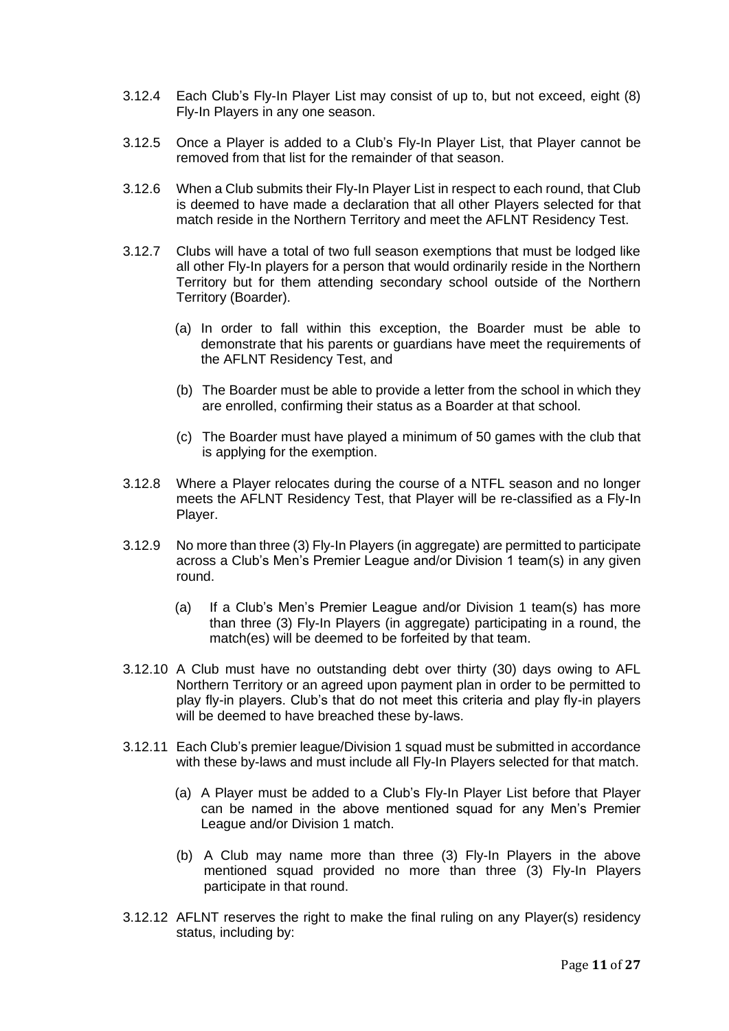3.12.4 Each Club's Fly-In Player List may consist of up to, but not exceed, eight (8) Fly-In Players in any one season.

3.12.5 Once a Player is added to a Club's Fly-In Player List, that Player cannot be removed from that list for the remainder of that season.

3.12.6 When a Club submits their Fly-In Player List in respect to each round, that Club is deemed to have made a declaration that all other Players selected for that match reside in the Northern Territory and meet the AFLNT Residency Test.

3.12.7 Clubs will have a total of two full season exemptions that must be lodged like all other Fly-In players for a person that would ordinarily reside in the Northern Territory but for them attending secondary school outside of the Northern Territory (Boarder).

(a) In order to fall within this exception, the Boarder must be able to demonstrate that his parents or guardians have meet the requirements of the AFLNT Residency Test, and

(b) The Boarder must be able to provide a letter from the school in which they are enrolled, confirming their status as a Boarder at that school.

(c) The Boarder must have played a minimum of 50 games with the club that is applying for the exemption.

3.12.8 Where a Player relocates during the course of a NTFL season and no longer meets the AFLNT Residency Test, that Player will be re-classified as a Fly-In Player.

3.12.9 No more than three (3) Fly-In Players (in aggregate) are permitted to participate across a Club's Men's Premier League and/or Division 1 team(s) in any given round.

(a) If a Club's Men's Premier League and/or Division 1 team(s) has more than three (3) Fly-In Players (in aggregate) participating in a round, the match(es) will be deemed to be forfeited by that team.

3.12.10 A Club must have no outstanding debt over thirty (30) days owing to AFL Northern Territory or an agreed upon payment plan in order to be permitted to play fly-in players. Club's that do not meet this criteria and play fly-in players will be deemed to have breached these by-laws.

3.12.11 Each Club's premier league/Division 1 squad must be submitted in accordance with these by-laws and must include all Fly-In Players selected for that match.

(a) A Player must be added to a Club's Fly-In Player List before that Player can be named in the above mentioned squad for any Men's Premier League and/or Division 1 match.

(b) A Club may name more than three (3) Fly-In Players in the above mentioned squad provided no more than three (3) Fly-In Players participate in that round.

3.12.12 AFLNT reserves the right to make the final ruling on any Player(s) residency status, including by: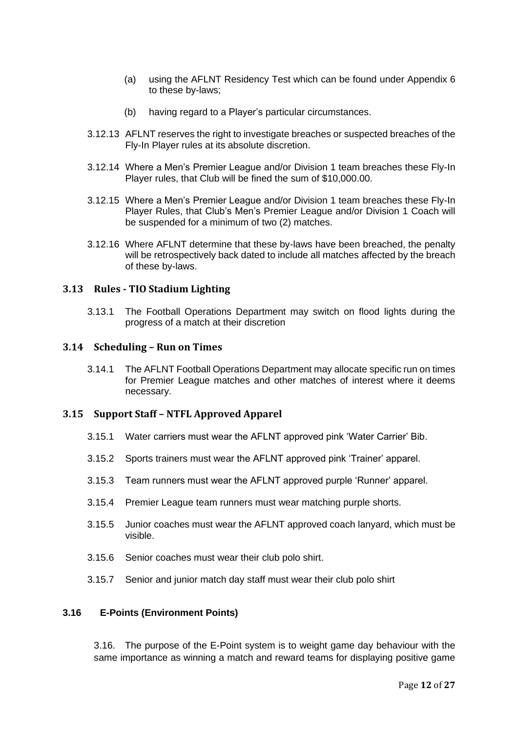(a) using the AFLNT Residency Test which can be found under Appendix 6 to these by-laws;

(b) having regard to a Player's particular circumstances.

3.12.13 AFLNT reserves the right to investigate breaches or suspected breaches of the Fly-In Player rules at its absolute discretion.

3.12.14 Where a Men's Premier League and/or Division 1 team breaches these Fly-In Player rules, that Club will be fined the sum of $10,000.00.

3.12.15 Where a Men's Premier League and/or Division 1 team breaches these Fly-In Player Rules, that Club's Men's Premier League and/or Division 1 Coach will be suspended for a minimum of two (2) matches.

3.12.16 Where AFLNT determine that these by-laws have been breached, the penalty will be retrospectively back dated to include all matches affected by the breach of these by-laws.

### 3.13 Rules - TIO Stadium Lighting

3.13.1 The Football Operations Department may switch on flood lights during the progress of a match at their discretion

### 3.14 Scheduling – Run on Times

3.14.1 The AFLNT Football Operations Department may allocate specific run on times for Premier League matches and other matches of interest where it deems necessary.

### 3.15 Support Staff – NTFL Approved Apparel

3.15.1 Water carriers must wear the AFLNT approved pink 'Water Carrier' Bib.

3.15.2 Sports trainers must wear the AFLNT approved pink 'Trainer' apparel.

3.15.3 Team runners must wear the AFLNT approved purple 'Runner' apparel.

3.15.4 Premier League team runners must wear matching purple shorts.

3.15.5 Junior coaches must wear the AFLNT approved coach lanyard, which must be visible.

3.15.6 Senior coaches must wear their club polo shirt.

3.15.7 Senior and junior match day staff must wear their club polo shirt

### 3.16 E-Points (Environment Points)

3.16. The purpose of the E-Point system is to weight game day behaviour with the same importance as winning a match and reward teams for displaying positive game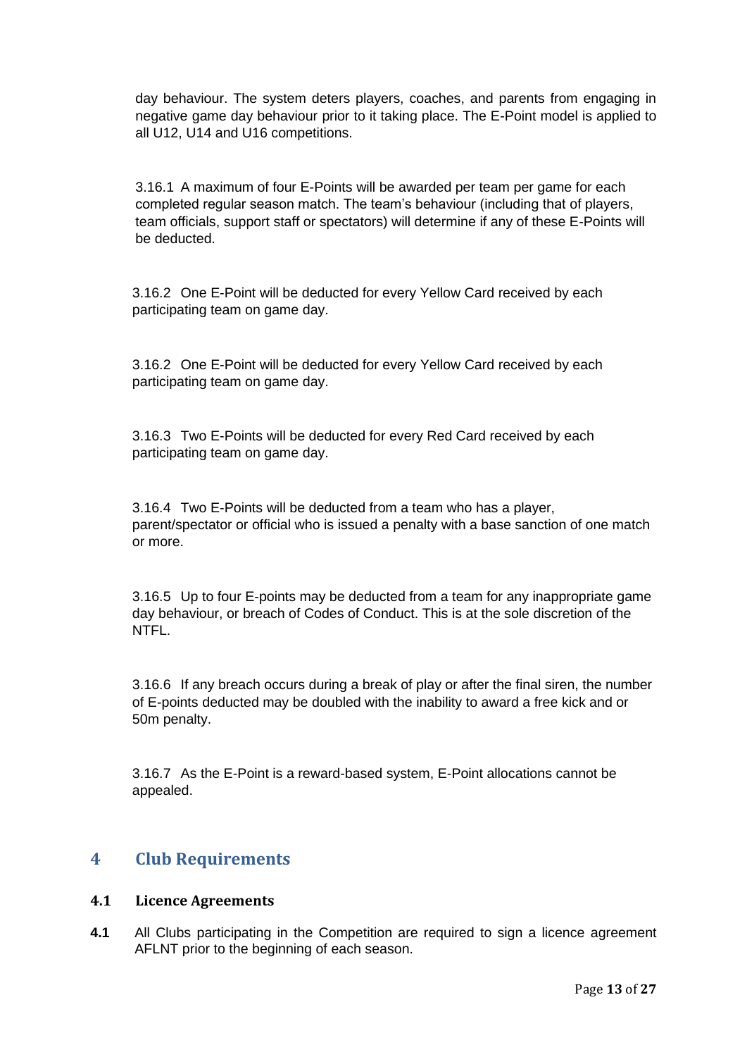day behaviour. The system deters players, coaches, and parents from engaging in negative game day behaviour prior to it taking place. The E-Point model is applied to all U12, U14 and U16 competitions.

3.16.1 A maximum of four E-Points will be awarded per team per game for each completed regular season match. The team's behaviour (including that of players, team officials, support staff or spectators) will determine if any of these E-Points will be deducted.

3.16.2 One E-Point will be deducted for every Yellow Card received by each participating team on game day.

3.16.2 One E-Point will be deducted for every Yellow Card received by each participating team on game day.

3.16.3 Two E-Points will be deducted for every Red Card received by each participating team on game day.

3.16.4 Two E-Points will be deducted from a team who has a player, parent/spectator or official who is issued a penalty with a base sanction of one match or more.

3.16.5 Up to four E-points may be deducted from a team for any inappropriate game day behaviour, or breach of Codes of Conduct. This is at the sole discretion of the NTFL.

3.16.6 If any breach occurs during a break of play or after the final siren, the number of E-points deducted may be doubled with the inability to award a free kick and or 50m penalty.

3.16.7 As the E-Point is a reward-based system, E-Point allocations cannot be appealed.

# 4 Club Requirements

## 4.1 Licence Agreements

**4.1** All Clubs participating in the Competition are required to sign a licence agreement AFLNT prior to the beginning of each season.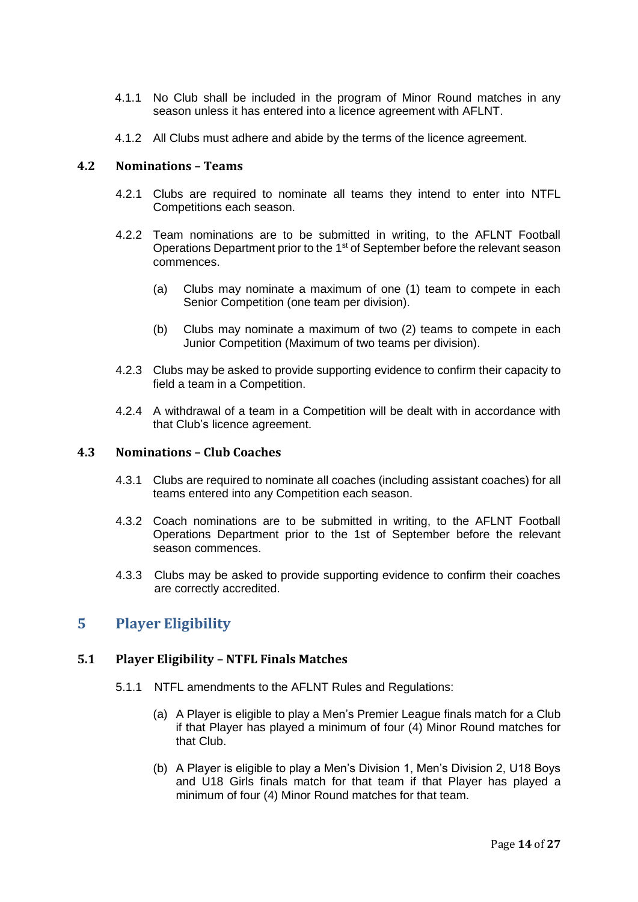4.1.1 No Club shall be included in the program of Minor Round matches in any season unless it has entered into a licence agreement with AFLNT.

4.1.2 All Clubs must adhere and abide by the terms of the licence agreement.

### 4.2 Nominations – Teams

4.2.1 Clubs are required to nominate all teams they intend to enter into NTFL Competitions each season.

4.2.2 Team nominations are to be submitted in writing, to the AFLNT Football Operations Department prior to the 1st of September before the relevant season commences.

(a) Clubs may nominate a maximum of one (1) team to compete in each Senior Competition (one team per division).

(b) Clubs may nominate a maximum of two (2) teams to compete in each Junior Competition (Maximum of two teams per division).

4.2.3 Clubs may be asked to provide supporting evidence to confirm their capacity to field a team in a Competition.

4.2.4 A withdrawal of a team in a Competition will be dealt with in accordance with that Club's licence agreement.

### 4.3 Nominations – Club Coaches

4.3.1 Clubs are required to nominate all coaches (including assistant coaches) for all teams entered into any Competition each season.

4.3.2 Coach nominations are to be submitted in writing, to the AFLNT Football Operations Department prior to the 1st of September before the relevant season commences.

4.3.3 Clubs may be asked to provide supporting evidence to confirm their coaches are correctly accredited.

## 5 Player Eligibility

### 5.1 Player Eligibility – NTFL Finals Matches

5.1.1 NTFL amendments to the AFLNT Rules and Regulations:

(a) A Player is eligible to play a Men's Premier League finals match for a Club if that Player has played a minimum of four (4) Minor Round matches for that Club.

(b) A Player is eligible to play a Men's Division 1, Men's Division 2, U18 Boys and U18 Girls finals match for that team if that Player has played a minimum of four (4) Minor Round matches for that team.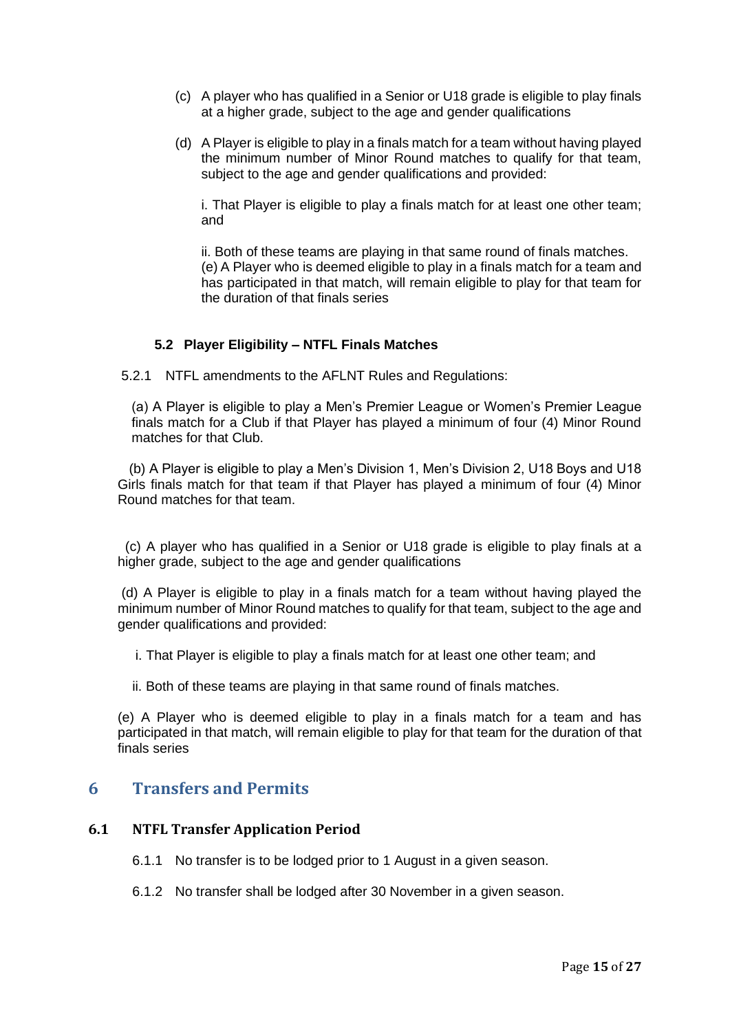(c) A player who has qualified in a Senior or U18 grade is eligible to play finals at a higher grade, subject to the age and gender qualifications

(d) A Player is eligible to play in a finals match for a team without having played the minimum number of Minor Round matches to qualify for that team, subject to the age and gender qualifications and provided:

i. That Player is eligible to play a finals match for at least one other team; and

ii. Both of these teams are playing in that same round of finals matches.
(e) A Player who is deemed eligible to play in a finals match for a team and has participated in that match, will remain eligible to play for that team for the duration of that finals series

### 5.2 Player Eligibility – NTFL Finals Matches

5.2.1 NTFL amendments to the AFLNT Rules and Regulations:

(a) A Player is eligible to play a Men's Premier League or Women's Premier League finals match for a Club if that Player has played a minimum of four (4) Minor Round matches for that Club.

(b) A Player is eligible to play a Men's Division 1, Men's Division 2, U18 Boys and U18 Girls finals match for that team if that Player has played a minimum of four (4) Minor Round matches for that team.

(c) A player who has qualified in a Senior or U18 grade is eligible to play finals at a higher grade, subject to the age and gender qualifications

(d) A Player is eligible to play in a finals match for a team without having played the minimum number of Minor Round matches to qualify for that team, subject to the age and gender qualifications and provided:

i. That Player is eligible to play a finals match for at least one other team; and

ii. Both of these teams are playing in that same round of finals matches.

(e) A Player who is deemed eligible to play in a finals match for a team and has participated in that match, will remain eligible to play for that team for the duration of that finals series

# 6 Transfers and Permits

## 6.1 NTFL Transfer Application Period

6.1.1 No transfer is to be lodged prior to 1 August in a given season.

6.1.2 No transfer shall be lodged after 30 November in a given season.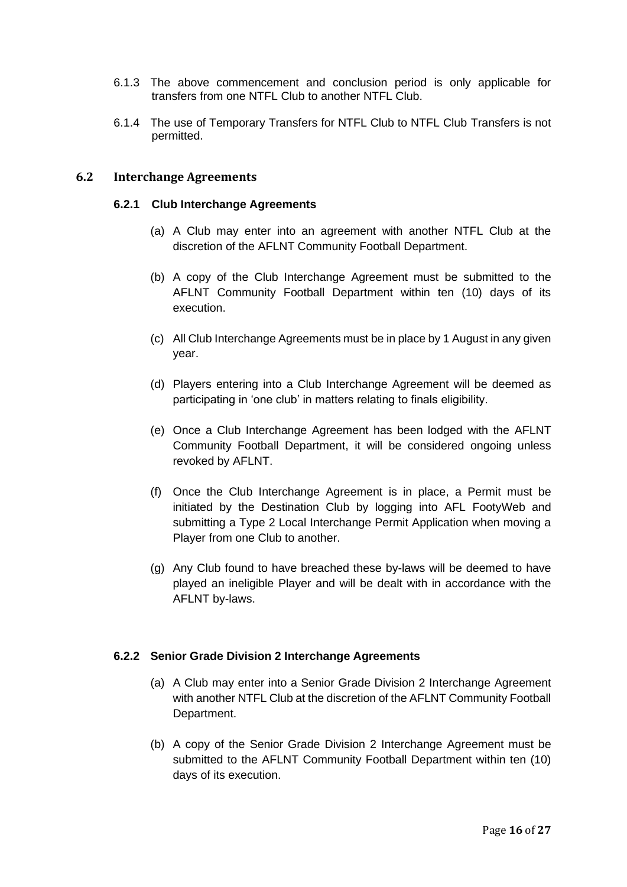6.1.3 The above commencement and conclusion period is only applicable for transfers from one NTFL Club to another NTFL Club.

6.1.4 The use of Temporary Transfers for NTFL Club to NTFL Club Transfers is not permitted.

## 6.2 Interchange Agreements

### 6.2.1 Club Interchange Agreements

(a) A Club may enter into an agreement with another NTFL Club at the discretion of the AFLNT Community Football Department.

(b) A copy of the Club Interchange Agreement must be submitted to the AFLNT Community Football Department within ten (10) days of its execution.

(c) All Club Interchange Agreements must be in place by 1 August in any given year.

(d) Players entering into a Club Interchange Agreement will be deemed as participating in 'one club' in matters relating to finals eligibility.

(e) Once a Club Interchange Agreement has been lodged with the AFLNT Community Football Department, it will be considered ongoing unless revoked by AFLNT.

(f) Once the Club Interchange Agreement is in place, a Permit must be initiated by the Destination Club by logging into AFL FootyWeb and submitting a Type 2 Local Interchange Permit Application when moving a Player from one Club to another.

(g) Any Club found to have breached these by-laws will be deemed to have played an ineligible Player and will be dealt with in accordance with the AFLNT by-laws.

### 6.2.2 Senior Grade Division 2 Interchange Agreements

(a) A Club may enter into a Senior Grade Division 2 Interchange Agreement with another NTFL Club at the discretion of the AFLNT Community Football Department.

(b) A copy of the Senior Grade Division 2 Interchange Agreement must be submitted to the AFLNT Community Football Department within ten (10) days of its execution.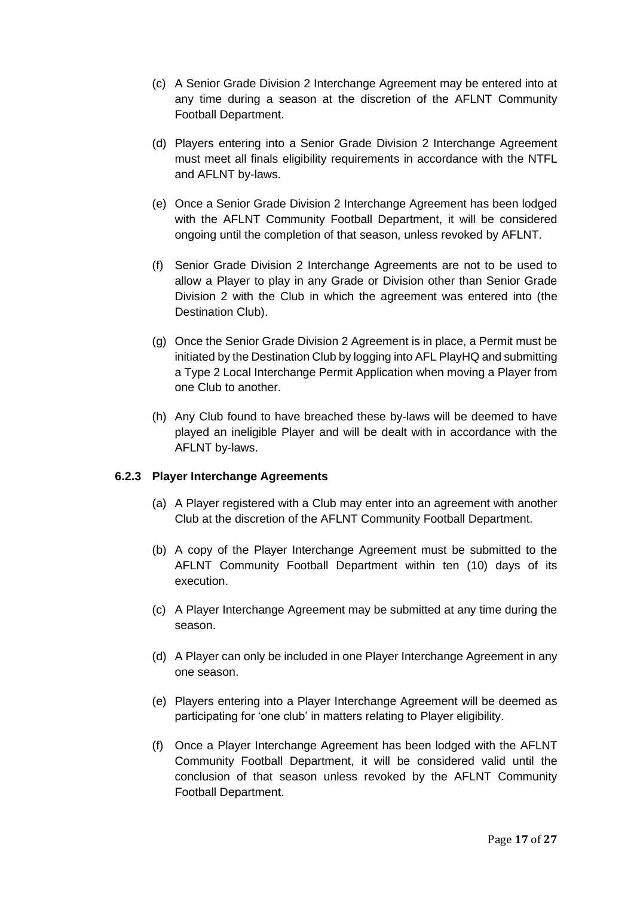(c) A Senior Grade Division 2 Interchange Agreement may be entered into at any time during a season at the discretion of the AFLNT Community Football Department.

(d) Players entering into a Senior Grade Division 2 Interchange Agreement must meet all finals eligibility requirements in accordance with the NTFL and AFLNT by-laws.

(e) Once a Senior Grade Division 2 Interchange Agreement has been lodged with the AFLNT Community Football Department, it will be considered ongoing until the completion of that season, unless revoked by AFLNT.

(f) Senior Grade Division 2 Interchange Agreements are not to be used to allow a Player to play in any Grade or Division other than Senior Grade Division 2 with the Club in which the agreement was entered into (the Destination Club).

(g) Once the Senior Grade Division 2 Agreement is in place, a Permit must be initiated by the Destination Club by logging into AFL PlayHQ and submitting a Type 2 Local Interchange Permit Application when moving a Player from one Club to another.

(h) Any Club found to have breached these by-laws will be deemed to have played an ineligible Player and will be dealt with in accordance with the AFLNT by-laws.

### 6.2.3 Player Interchange Agreements

(a) A Player registered with a Club may enter into an agreement with another Club at the discretion of the AFLNT Community Football Department.

(b) A copy of the Player Interchange Agreement must be submitted to the AFLNT Community Football Department within ten (10) days of its execution.

(c) A Player Interchange Agreement may be submitted at any time during the season.

(d) A Player can only be included in one Player Interchange Agreement in any one season.

(e) Players entering into a Player Interchange Agreement will be deemed as participating for 'one club' in matters relating to Player eligibility.

(f) Once a Player Interchange Agreement has been lodged with the AFLNT Community Football Department, it will be considered valid until the conclusion of that season unless revoked by the AFLNT Community Football Department.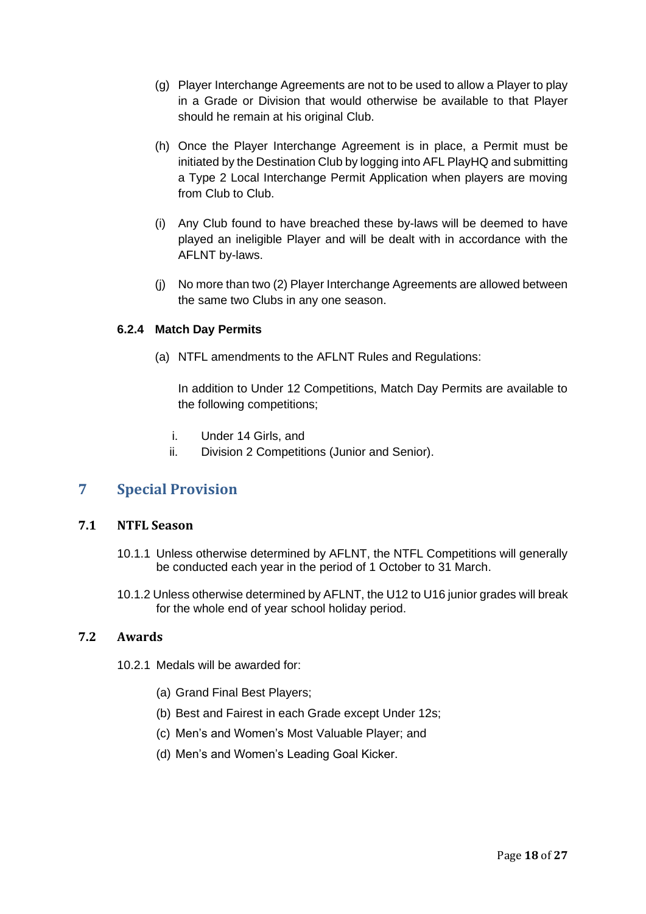(g) Player Interchange Agreements are not to be used to allow a Player to play in a Grade or Division that would otherwise be available to that Player should he remain at his original Club.

(h) Once the Player Interchange Agreement is in place, a Permit must be initiated by the Destination Club by logging into AFL PlayHQ and submitting a Type 2 Local Interchange Permit Application when players are moving from Club to Club.

(i) Any Club found to have breached these by-laws will be deemed to have played an ineligible Player and will be dealt with in accordance with the AFLNT by-laws.

(j) No more than two (2) Player Interchange Agreements are allowed between the same two Clubs in any one season.

#### 6.2.4 Match Day Permits

(a) NTFL amendments to the AFLNT Rules and Regulations:

In addition to Under 12 Competitions, Match Day Permits are available to the following competitions;

i. Under 14 Girls, and
ii. Division 2 Competitions (Junior and Senior).

## 7 Special Provision

### 7.1 NTFL Season

10.1.1 Unless otherwise determined by AFLNT, the NTFL Competitions will generally be conducted each year in the period of 1 October to 31 March.

10.1.2 Unless otherwise determined by AFLNT, the U12 to U16 junior grades will break for the whole end of year school holiday period.

### 7.2 Awards

10.2.1 Medals will be awarded for:

(a) Grand Final Best Players;

(b) Best and Fairest in each Grade except Under 12s;

(c) Men's and Women's Most Valuable Player; and

(d) Men's and Women's Leading Goal Kicker.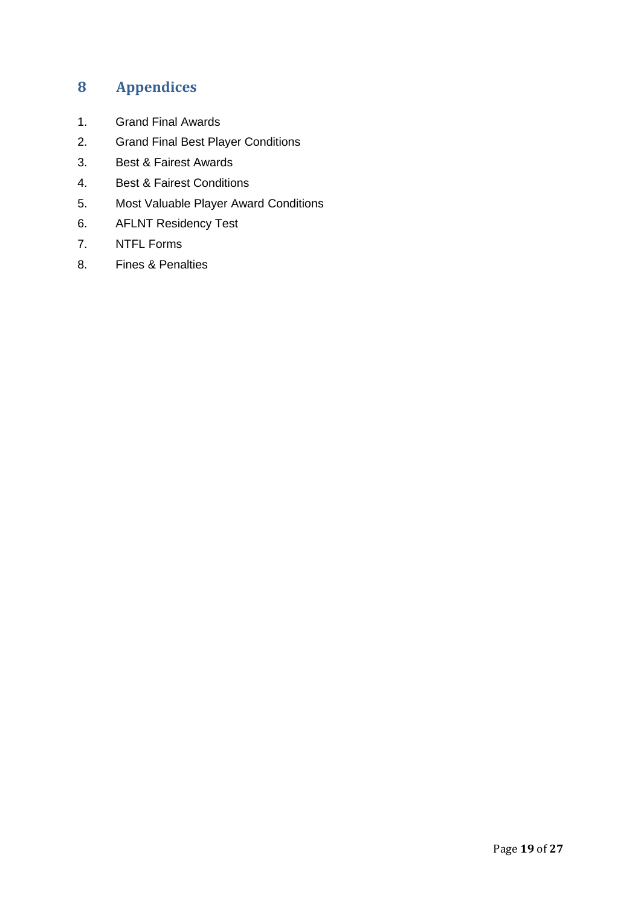# 8 Appendices

1. Grand Final Awards
2. Grand Final Best Player Conditions
3. Best & Fairest Awards
4. Best & Fairest Conditions
5. Most Valuable Player Award Conditions
6. AFLNT Residency Test
7. NTFL Forms
8. Fines & Penalties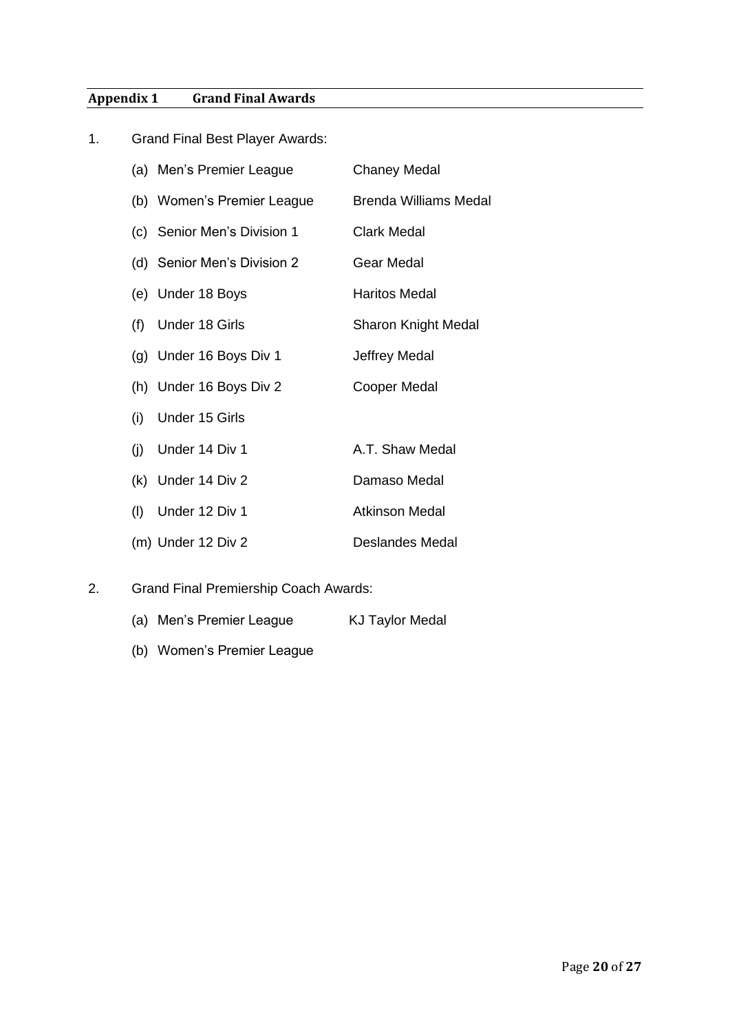## Appendix 1 Grand Final Awards

1. Grand Final Best Player Awards:

| | |
|---|---|
| (a) Men's Premier League | Chaney Medal |
| (b) Women's Premier League | Brenda Williams Medal |
| (c) Senior Men's Division 1 | Clark Medal |
| (d) Senior Men's Division 2 | Gear Medal |
| (e) Under 18 Boys | Haritos Medal |
| (f) Under 18 Girls | Sharon Knight Medal |
| (g) Under 16 Boys Div 1 | Jeffrey Medal |
| (h) Under 16 Boys Div 2 | Cooper Medal |
| (i) Under 15 Girls | |
| (j) Under 14 Div 1 | A.T. Shaw Medal |
| (k) Under 14 Div 2 | Damaso Medal |
| (l) Under 12 Div 1 | Atkinson Medal |
| (m) Under 12 Div 2 | Deslandes Medal |

2. Grand Final Premiership Coach Awards:

| | |
|---|---|
| (a) Men's Premier League | KJ Taylor Medal |
| (b) Women's Premier League | |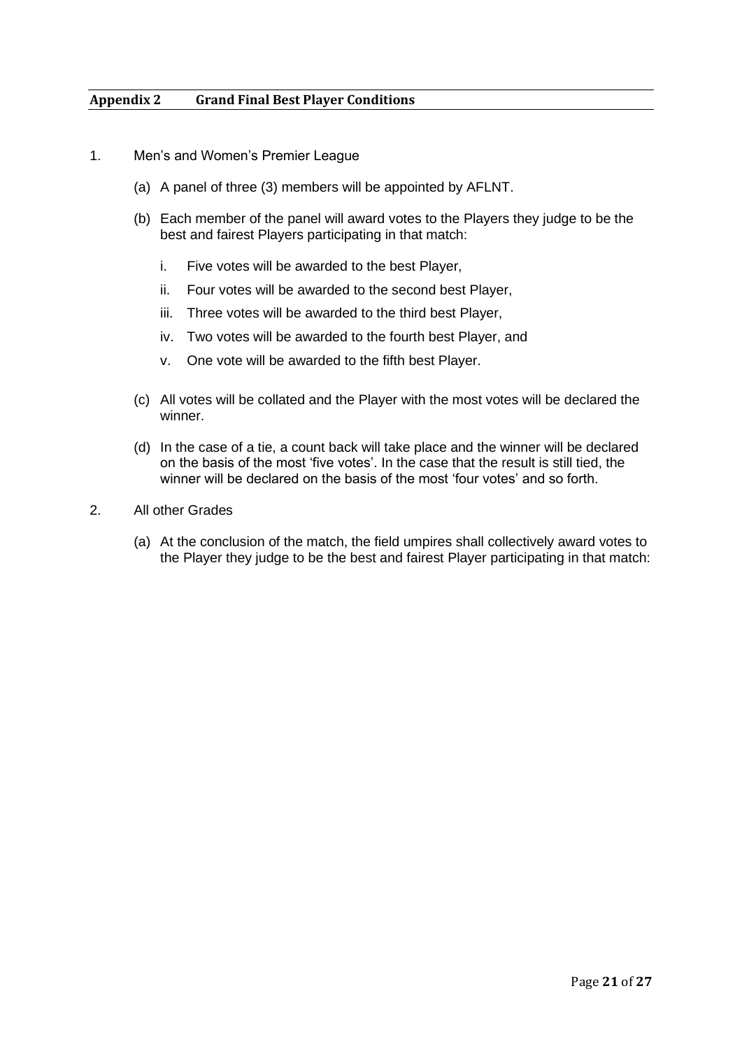## Appendix 2 Grand Final Best Player Conditions

1. Men's and Women's Premier League

   (a) A panel of three (3) members will be appointed by AFLNT.

   (b) Each member of the panel will award votes to the Players they judge to be the best and fairest Players participating in that match:

      i. Five votes will be awarded to the best Player,

      ii. Four votes will be awarded to the second best Player,

      iii. Three votes will be awarded to the third best Player,

      iv. Two votes will be awarded to the fourth best Player, and

      v. One vote will be awarded to the fifth best Player.

   (c) All votes will be collated and the Player with the most votes will be declared the winner.

   (d) In the case of a tie, a count back will take place and the winner will be declared on the basis of the most 'five votes'. In the case that the result is still tied, the winner will be declared on the basis of the most 'four votes' and so forth.

2. All other Grades

   (a) At the conclusion of the match, the field umpires shall collectively award votes to the Player they judge to be the best and fairest Player participating in that match: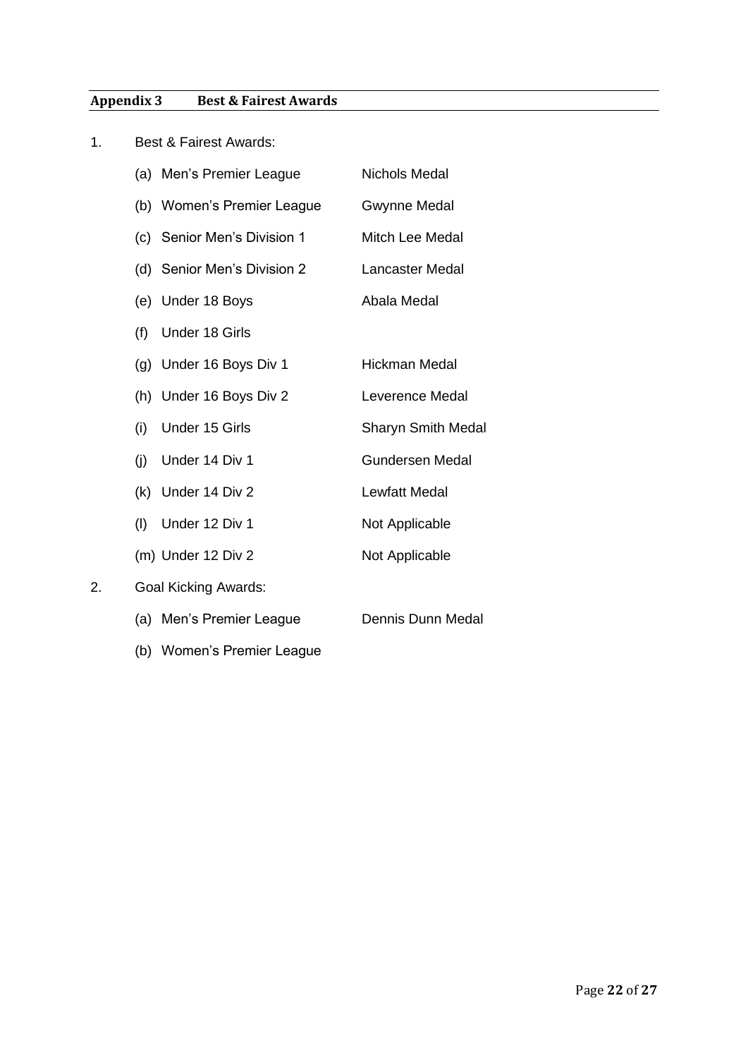## Appendix 3 Best & Fairest Awards

1. Best & Fairest Awards:

| | | |
|---|---|---|
| (a) | Men's Premier League | Nichols Medal |
| (b) | Women's Premier League | Gwynne Medal |
| (c) | Senior Men's Division 1 | Mitch Lee Medal |
| (d) | Senior Men's Division 2 | Lancaster Medal |
| (e) | Under 18 Boys | Abala Medal |
| (f) | Under 18 Girls | |
| (g) | Under 16 Boys Div 1 | Hickman Medal |
| (h) | Under 16 Boys Div 2 | Leverence Medal |
| (i) | Under 15 Girls | Sharyn Smith Medal |
| (j) | Under 14 Div 1 | Gundersen Medal |
| (k) | Under 14 Div 2 | Lewfatt Medal |
| (l) | Under 12 Div 1 | Not Applicable |
| (m) | Under 12 Div 2 | Not Applicable |

2. Goal Kicking Awards:

| | | |
|---|---|---|
| (a) | Men's Premier League | Dennis Dunn Medal |
| (b) | Women's Premier League | |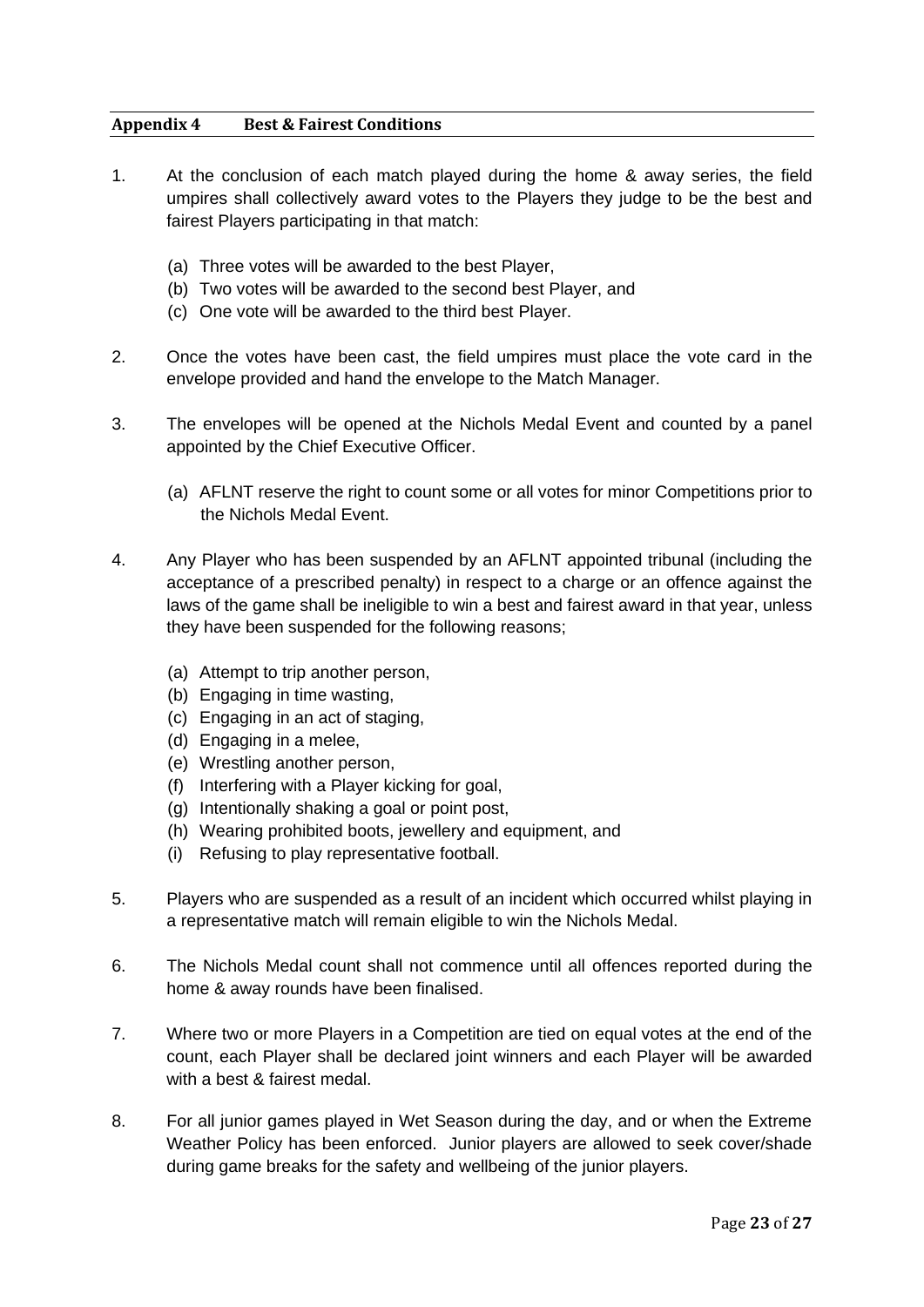## Appendix 4 Best & Fairest Conditions

1. At the conclusion of each match played during the home & away series, the field umpires shall collectively award votes to the Players they judge to be the best and fairest Players participating in that match:

   (a) Three votes will be awarded to the best Player,
   (b) Two votes will be awarded to the second best Player, and
   (c) One vote will be awarded to the third best Player.

2. Once the votes have been cast, the field umpires must place the vote card in the envelope provided and hand the envelope to the Match Manager.

3. The envelopes will be opened at the Nichols Medal Event and counted by a panel appointed by the Chief Executive Officer.

   (a) AFLNT reserve the right to count some or all votes for minor Competitions prior to the Nichols Medal Event.

4. Any Player who has been suspended by an AFLNT appointed tribunal (including the acceptance of a prescribed penalty) in respect to a charge or an offence against the laws of the game shall be ineligible to win a best and fairest award in that year, unless they have been suspended for the following reasons;

   (a) Attempt to trip another person,
   (b) Engaging in time wasting,
   (c) Engaging in an act of staging,
   (d) Engaging in a melee,
   (e) Wrestling another person,
   (f) Interfering with a Player kicking for goal,
   (g) Intentionally shaking a goal or point post,
   (h) Wearing prohibited boots, jewellery and equipment, and
   (i) Refusing to play representative football.

5. Players who are suspended as a result of an incident which occurred whilst playing in a representative match will remain eligible to win the Nichols Medal.

6. The Nichols Medal count shall not commence until all offences reported during the home & away rounds have been finalised.

7. Where two or more Players in a Competition are tied on equal votes at the end of the count, each Player shall be declared joint winners and each Player will be awarded with a best & fairest medal.

8. For all junior games played in Wet Season during the day, and or when the Extreme Weather Policy has been enforced. Junior players are allowed to seek cover/shade during game breaks for the safety and wellbeing of the junior players.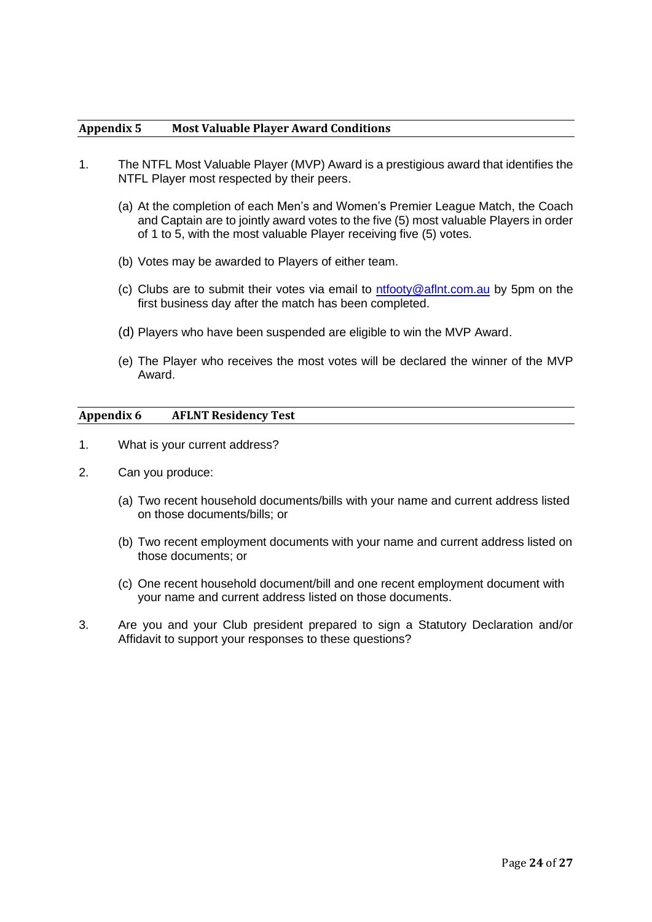## Appendix 5 Most Valuable Player Award Conditions

1. The NTFL Most Valuable Player (MVP) Award is a prestigious award that identifies the NTFL Player most respected by their peers.

   (a) At the completion of each Men's and Women's Premier League Match, the Coach and Captain are to jointly award votes to the five (5) most valuable Players in order of 1 to 5, with the most valuable Player receiving five (5) votes.

   (b) Votes may be awarded to Players of either team.

   (c) Clubs are to submit their votes via email to ntfooty@aflnt.com.au by 5pm on the first business day after the match has been completed.

   (d) Players who have been suspended are eligible to win the MVP Award.

   (e) The Player who receives the most votes will be declared the winner of the MVP Award.

## Appendix 6 AFLNT Residency Test

1. What is your current address?

2. Can you produce:

   (a) Two recent household documents/bills with your name and current address listed on those documents/bills; or

   (b) Two recent employment documents with your name and current address listed on those documents; or

   (c) One recent household document/bill and one recent employment document with your name and current address listed on those documents.

3. Are you and your Club president prepared to sign a Statutory Declaration and/or Affidavit to support your responses to these questions?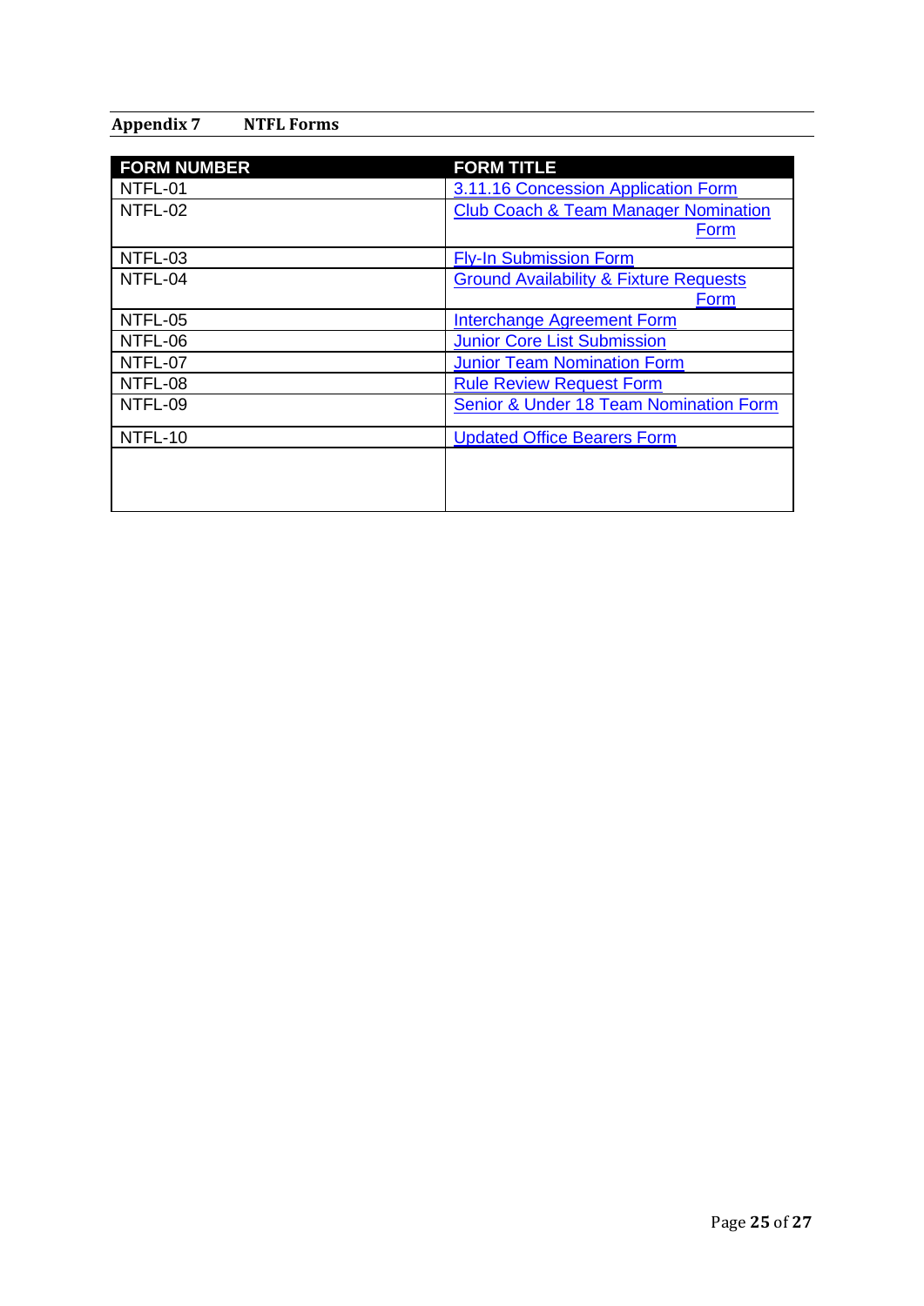## Appendix 7 NTFL Forms

| FORM NUMBER | FORM TITLE |
|---|---|
| NTFL-01 | 3.11.16 Concession Application Form |
| NTFL-02 | Club Coach & Team Manager Nomination Form |
| NTFL-03 | Fly-In Submission Form |
| NTFL-04 | Ground Availability & Fixture Requests Form |
| NTFL-05 | Interchange Agreement Form |
| NTFL-06 | Junior Core List Submission |
| NTFL-07 | Junior Team Nomination Form |
| NTFL-08 | Rule Review Request Form |
| NTFL-09 | Senior & Under 18 Team Nomination Form |
| NTFL-10 | Updated Office Bearers Form |
| | |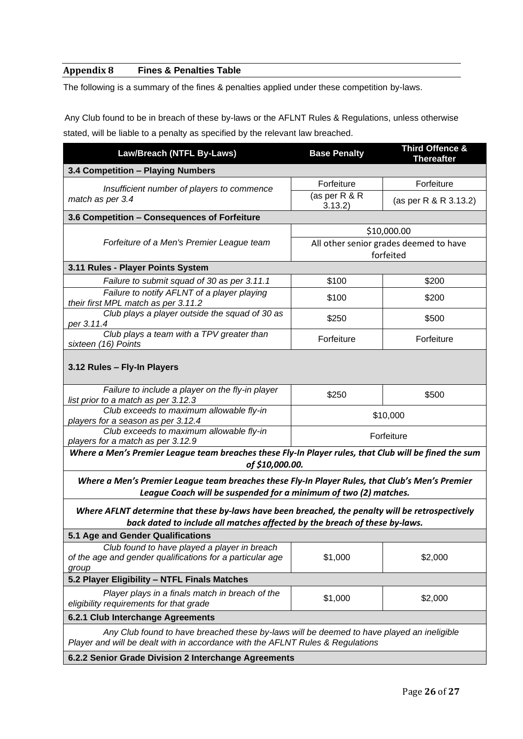## Appendix 8 Fines & Penalties Table

The following is a summary of the fines & penalties applied under these competition by-laws.

Any Club found to be in breach of these by-laws or the AFLNT Rules & Regulations, unless otherwise stated, will be liable to a penalty as specified by the relevant law breached.

| Law/Breach (NTFL By-Laws) | Base Penalty | Third Offence & Thereafter |
|---|---|---|
| **3.4 Competition – Playing Numbers** | | |
| *Insufficient number of players to commence match as per 3.4* | Forfeiture (as per R & R 3.13.2) | Forfeiture (as per R & R 3.13.2) |
| **3.6 Competition – Consequences of Forfeiture** | | |
| *Forfeiture of a Men's Premier League team* | $10,000.00<br>All other senior grades deemed to have forfeited | |
| **3.11 Rules - Player Points System** | | |
| *Failure to submit squad of 30 as per 3.11.1* | $100 | $200 |
| *Failure to notify AFLNT of a player playing their first MPL match as per 3.11.2* | $100 | $200 |
| *Club plays a player outside the squad of 30 as per 3.11.4* | $250 | $500 |
| *Club plays a team with a TPV greater than sixteen (16) Points* | Forfeiture | Forfeiture |
| **3.12 Rules – Fly-In Players** | | |
| *Failure to include a player on the fly-in player list prior to a match as per 3.12.3* | $250 | $500 |
| *Club exceeds to maximum allowable fly-in players for a season as per 3.12.4* | $10,000 | |
| *Club exceeds to maximum allowable fly-in players for a match as per 3.12.9* | Forfeiture | |
| ***Where a Men's Premier League team breaches these Fly-In Player rules, that Club will be fined the sum of $10,000.00.*** | | |
| ***Where a Men's Premier League team breaches these Fly-In Player Rules, that Club's Men's Premier League Coach will be suspended for a minimum of two (2) matches.*** | | |
| ***Where AFLNT determine that these by-laws have been breached, the penalty will be retrospectively back dated to include all matches affected by the breach of these by-laws.*** | | |
| **5.1 Age and Gender Qualifications** | | |
| *Club found to have played a player in breach of the age and gender qualifications for a particular age group* | $1,000 | $2,000 |
| **5.2 Player Eligibility – NTFL Finals Matches** | | |
| *Player plays in a finals match in breach of the eligibility requirements for that grade* | $1,000 | $2,000 |
| **6.2.1 Club Interchange Agreements** | | |
| *Any Club found to have breached these by-laws will be deemed to have played an ineligible Player and will be dealt with in accordance with the AFLNT Rules & Regulations* | | |
| **6.2.2 Senior Grade Division 2 Interchange Agreements** | | |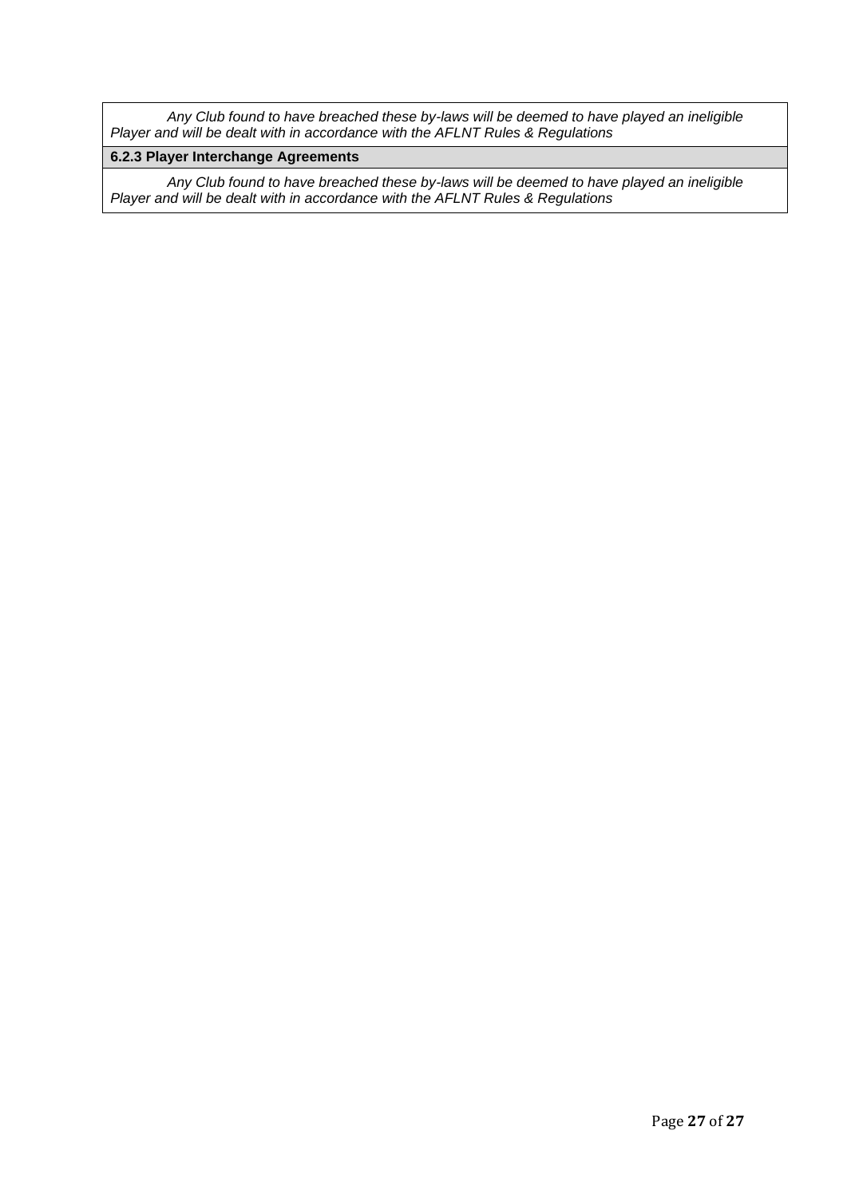*Any Club found to have breached these by-laws will be deemed to have played an ineligible Player and will be dealt with in accordance with the AFLNT Rules & Regulations*

**6.2.3 Player Interchange Agreements**

*Any Club found to have breached these by-laws will be deemed to have played an ineligible Player and will be dealt with in accordance with the AFLNT Rules & Regulations*